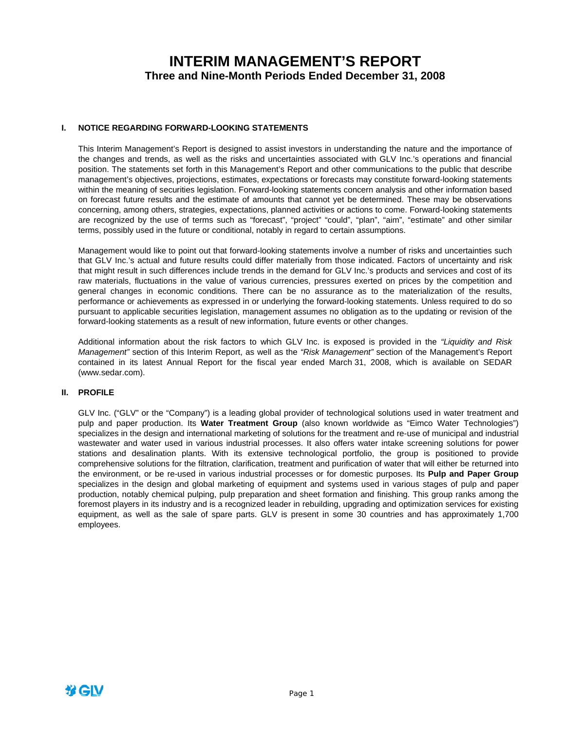# INTERIM MANAGEMENT'S REPORT
## Three and Nine-Month Periods Ended December 31, 2008

### I. NOTICE REGARDING FORWARD-LOOKING STATEMENTS

This Interim Management's Report is designed to assist investors in understanding the nature and the importance of the changes and trends, as well as the risks and uncertainties associated with GLV Inc.'s operations and financial position. The statements set forth in this Management's Report and other communications to the public that describe management's objectives, projections, estimates, expectations or forecasts may constitute forward-looking statements within the meaning of securities legislation. Forward-looking statements concern analysis and other information based on forecast future results and the estimate of amounts that cannot yet be determined. These may be observations concerning, among others, strategies, expectations, planned activities or actions to come. Forward-looking statements are recognized by the use of terms such as "forecast", "project" "could", "plan", "aim", "estimate" and other similar terms, possibly used in the future or conditional, notably in regard to certain assumptions.

Management would like to point out that forward-looking statements involve a number of risks and uncertainties such that GLV Inc.'s actual and future results could differ materially from those indicated. Factors of uncertainty and risk that might result in such differences include trends in the demand for GLV Inc.'s products and services and cost of its raw materials, fluctuations in the value of various currencies, pressures exerted on prices by the competition and general changes in economic conditions. There can be no assurance as to the materialization of the results, performance or achievements as expressed in or underlying the forward-looking statements. Unless required to do so pursuant to applicable securities legislation, management assumes no obligation as to the updating or revision of the forward-looking statements as a result of new information, future events or other changes.

Additional information about the risk factors to which GLV Inc. is exposed is provided in the *"Liquidity and Risk Management"* section of this Interim Report, as well as the *"Risk Management"* section of the Management's Report contained in its latest Annual Report for the fiscal year ended March 31, 2008, which is available on SEDAR (www.sedar.com).

### II. PROFILE

GLV Inc. ("GLV" or the "Company") is a leading global provider of technological solutions used in water treatment and pulp and paper production. Its **Water Treatment Group** (also known worldwide as "Eimco Water Technologies") specializes in the design and international marketing of solutions for the treatment and re-use of municipal and industrial wastewater and water used in various industrial processes. It also offers water intake screening solutions for power stations and desalination plants. With its extensive technological portfolio, the group is positioned to provide comprehensive solutions for the filtration, clarification, treatment and purification of water that will either be returned into the environment, or be re-used in various industrial processes or for domestic purposes. Its **Pulp and Paper Group** specializes in the design and global marketing of equipment and systems used in various stages of pulp and paper production, notably chemical pulping, pulp preparation and sheet formation and finishing. This group ranks among the foremost players in its industry and is a recognized leader in rebuilding, upgrading and optimization services for existing equipment, as well as the sale of spare parts. GLV is present in some 30 countries and has approximately 1,700 employees.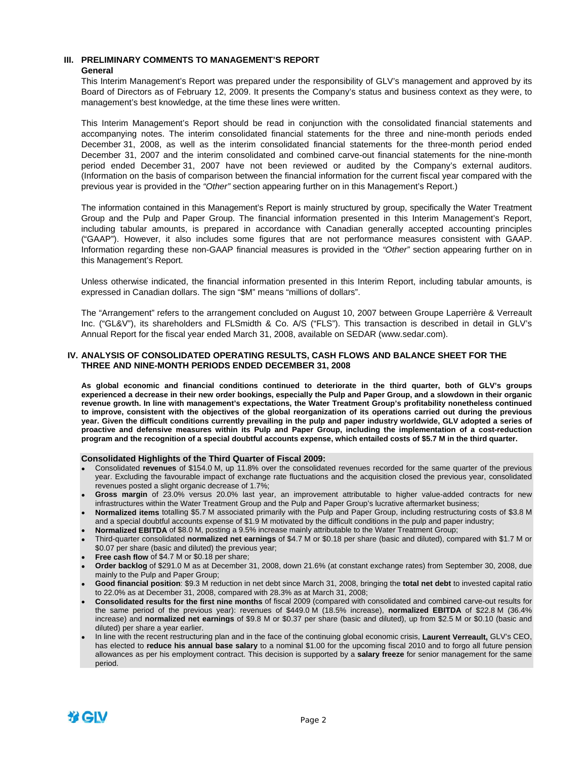## III. PRELIMINARY COMMENTS TO MANAGEMENT'S REPORT

### General

This Interim Management's Report was prepared under the responsibility of GLV's management and approved by its Board of Directors as of February 12, 2009. It presents the Company's status and business context as they were, to management's best knowledge, at the time these lines were written.

This Interim Management's Report should be read in conjunction with the consolidated financial statements and accompanying notes. The interim consolidated financial statements for the three and nine-month periods ended December 31, 2008, as well as the interim consolidated financial statements for the three-month period ended December 31, 2007 and the interim consolidated and combined carve-out financial statements for the nine-month period ended December 31, 2007 have not been reviewed or audited by the Company's external auditors. (Information on the basis of comparison between the financial information for the current fiscal year compared with the previous year is provided in the *"Other"* section appearing further on in this Management's Report.)

The information contained in this Management's Report is mainly structured by group, specifically the Water Treatment Group and the Pulp and Paper Group. The financial information presented in this Interim Management's Report, including tabular amounts, is prepared in accordance with Canadian generally accepted accounting principles ("GAAP"). However, it also includes some figures that are not performance measures consistent with GAAP. Information regarding these non-GAAP financial measures is provided in the *"Other"* section appearing further on in this Management's Report.

Unless otherwise indicated, the financial information presented in this Interim Report, including tabular amounts, is expressed in Canadian dollars. The sign "$M" means "millions of dollars".

The "Arrangement" refers to the arrangement concluded on August 10, 2007 between Groupe Laperrière & Verreault Inc. ("GL&V"), its shareholders and FLSmidth & Co. A/S ("FLS"). This transaction is described in detail in GLV's Annual Report for the fiscal year ended March 31, 2008, available on SEDAR (www.sedar.com).

## IV. ANALYSIS OF CONSOLIDATED OPERATING RESULTS, CASH FLOWS AND BALANCE SHEET FOR THE THREE AND NINE-MONTH PERIODS ENDED DECEMBER 31, 2008

**As global economic and financial conditions continued to deteriorate in the third quarter, both of GLV's groups experienced a decrease in their new order bookings, especially the Pulp and Paper Group, and a slowdown in their organic revenue growth. In line with management's expectations, the Water Treatment Group's profitability nonetheless continued to improve, consistent with the objectives of the global reorganization of its operations carried out during the previous year. Given the difficult conditions currently prevailing in the pulp and paper industry worldwide, GLV adopted a series of proactive and defensive measures within its Pulp and Paper Group, including the implementation of a cost-reduction program and the recognition of a special doubtful accounts expense, which entailed costs of $5.7 M in the third quarter.**

### Consolidated Highlights of the Third Quarter of Fiscal 2009:

- Consolidated **revenues** of $154.0 M, up 11.8% over the consolidated revenues recorded for the same quarter of the previous year. Excluding the favourable impact of exchange rate fluctuations and the acquisition closed the previous year, consolidated revenues posted a slight organic decrease of 1.7%;
- **Gross margin** of 23.0% versus 20.0% last year, an improvement attributable to higher value-added contracts for new infrastructures within the Water Treatment Group and the Pulp and Paper Group's lucrative aftermarket business;
- **Normalized items** totalling $5.7 M associated primarily with the Pulp and Paper Group, including restructuring costs of $3.8 M and a special doubtful accounts expense of $1.9 M motivated by the difficult conditions in the pulp and paper industry;
- **Normalized EBITDA** of $8.0 M, posting a 9.5% increase mainly attributable to the Water Treatment Group;
- Third-quarter consolidated **normalized net earnings** of $4.7 M or $0.18 per share (basic and diluted), compared with $1.7 M or $0.07 per share (basic and diluted) the previous year;
- **Free cash flow** of $4.7 M or $0.18 per share;
- **Order backlog** of $291.0 M as at December 31, 2008, down 21.6% (at constant exchange rates) from September 30, 2008, due mainly to the Pulp and Paper Group;
- **Good financial position**: $9.3 M reduction in net debt since March 31, 2008, bringing the **total net debt** to invested capital ratio to 22.0% as at December 31, 2008, compared with 28.3% as at March 31, 2008;
- **Consolidated results for the first nine months** of fiscal 2009 (compared with consolidated and combined carve-out results for the same period of the previous year): revenues of $449.0 M (18.5% increase), **normalized EBITDA** of $22.8 M (36.4% increase) and **normalized net earnings** of $9.8 M or $0.37 per share (basic and diluted), up from $2.5 M or $0.10 (basic and diluted) per share a year earlier.
- In line with the recent restructuring plan and in the face of the continuing global economic crisis, **Laurent Verreault,** GLV's CEO, has elected to **reduce his annual base salary** to a nominal $1.00 for the upcoming fiscal 2010 and to forgo all future pension allowances as per his employment contract. This decision is supported by a **salary freeze** for senior management for the same period.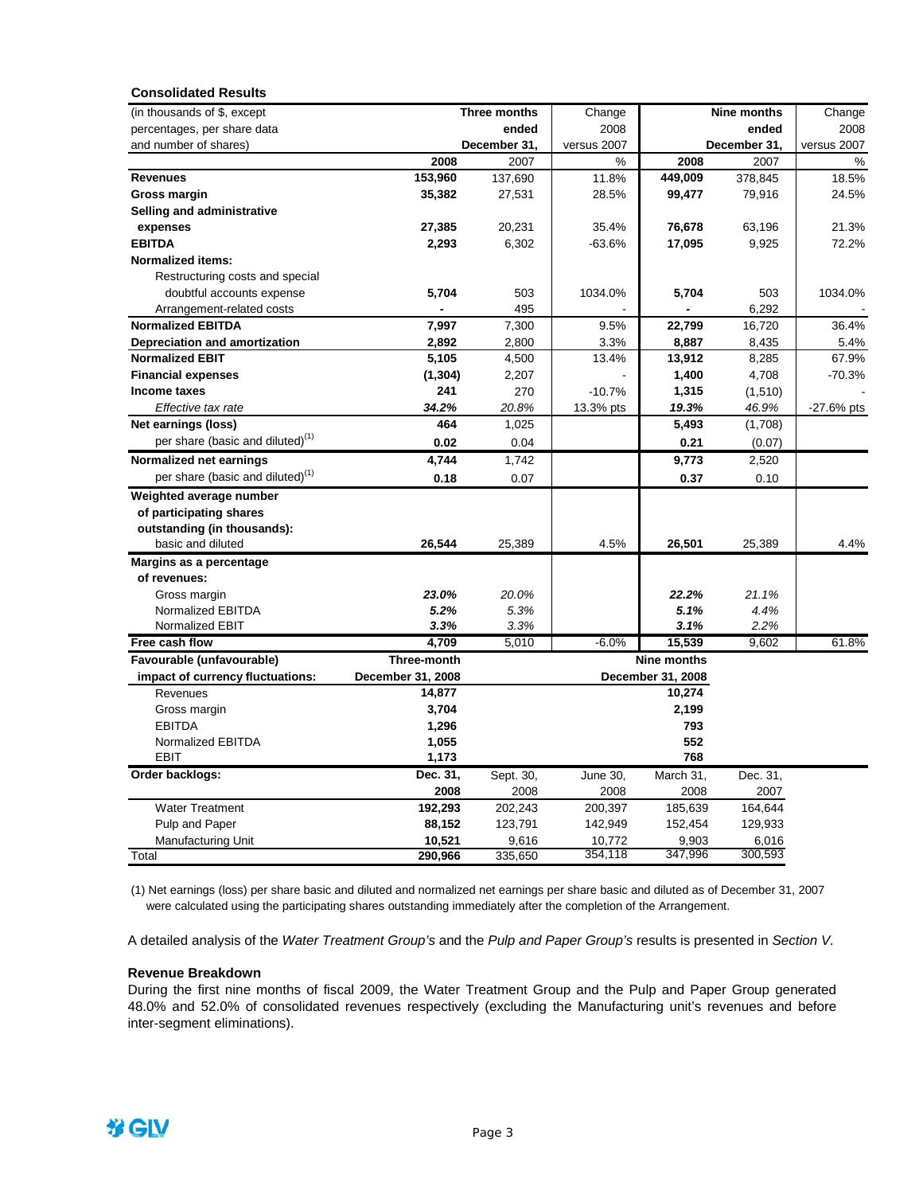**Consolidated Results**

| (in thousands of $, except percentages, per share data and number of shares) | Three months ended December 31, 2008 | 2007 | Change 2008 versus 2007 % | Nine months ended December 31, 2008 | 2007 | Change 2008 versus 2007 % |
|---|---|---|---|---|---|---|
| **Revenues** | **153,960** | 137,690 | 11.8% | **449,009** | 378,845 | 18.5% |
| **Gross margin** | **35,382** | 27,531 | 28.5% | **99,477** | 79,916 | 24.5% |
| **Selling and administrative expenses** | **27,385** | 20,231 | 35.4% | **76,678** | 63,196 | 21.3% |
| **EBITDA** | **2,293** | 6,302 | -63.6% | **17,095** | 9,925 | 72.2% |
| **Normalized items:** | | | | | | |
| Restructuring costs and special doubtful accounts expense | **5,704** | 503 | 1034.0% | **5,704** | 503 | 1034.0% |
| Arrangement-related costs | **-** | 495 | - | **-** | 6,292 | - |
| **Normalized EBITDA** | **7,997** | 7,300 | 9.5% | **22,799** | 16,720 | 36.4% |
| **Depreciation and amortization** | **2,892** | 2,800 | 3.3% | **8,887** | 8,435 | 5.4% |
| **Normalized EBIT** | **5,105** | 4,500 | 13.4% | **13,912** | 8,285 | 67.9% |
| **Financial expenses** | **(1,304)** | 2,207 | - | **1,400** | 4,708 | -70.3% |
| **Income taxes** | **241** | 270 | -10.7% | **1,315** | (1,510) | - |
| *Effective tax rate* | ***34.2%*** | *20.8%* | 13.3% pts | ***19.3%*** | *46.9%* | -27.6% pts |
| **Net earnings (loss)** | **464** | 1,025 | | **5,493** | (1,708) | |
| per share (basic and diluted)[(1)] | **0.02** | 0.04 | | **0.21** | (0.07) | |
| **Normalized net earnings** | **4,744** | 1,742 | | **9,773** | 2,520 | |
| per share (basic and diluted)[(1)] | **0.18** | 0.07 | | **0.37** | 0.10 | |
| **Weighted average number of participating shares outstanding (in thousands):** basic and diluted | **26,544** | 25,389 | 4.5% | **26,501** | 25,389 | 4.4% |
| **Margins as a percentage of revenues:** | | | | | | |
| Gross margin | ***23.0%*** | *20.0%* | | ***22.2%*** | *21.1%* | |
| Normalized EBITDA | ***5.2%*** | *5.3%* | | ***5.1%*** | *4.4%* | |
| Normalized EBIT | ***3.3%*** | *3.3%* | | ***3.1%*** | *2.2%* | |
| **Free cash flow** | **4,709** | 5,010 | -6.0% | **15,539** | 9,602 | 61.8% |

| **Favourable (unfavourable) impact of currency fluctuations:** | **Three-month December 31, 2008** | **Nine months December 31, 2008** |
|---|---|---|
| Revenues | **14,877** | **10,274** |
| Gross margin | **3,704** | **2,199** |
| EBITDA | **1,296** | **793** |
| Normalized EBITDA | **1,055** | **552** |
| EBIT | **1,173** | **768** |

| **Order backlogs:** | **Dec. 31, 2008** | Sept. 30, 2008 | June 30, 2008 | March 31, 2008 | Dec. 31, 2007 |
|---|---|---|---|---|---|
| Water Treatment | **192,293** | 202,243 | 200,397 | 185,639 | 164,644 |
| Pulp and Paper | **88,152** | 123,791 | 142,949 | 152,454 | 129,933 |
| Manufacturing Unit | **10,521** | 9,616 | 10,772 | 9,903 | 6,016 |
| Total | **290,966** | 335,650 | 354,118 | 347,996 | 300,593 |

(1) Net earnings (loss) per share basic and diluted and normalized net earnings per share basic and diluted as of December 31, 2007 were calculated using the participating shares outstanding immediately after the completion of the Arrangement.

A detailed analysis of the *Water Treatment Group's* and the *Pulp and Paper Group's* results is presented in *Section V*.

**Revenue Breakdown**

During the first nine months of fiscal 2009, the Water Treatment Group and the Pulp and Paper Group generated 48.0% and 52.0% of consolidated revenues respectively (excluding the Manufacturing unit's revenues and before inter-segment eliminations).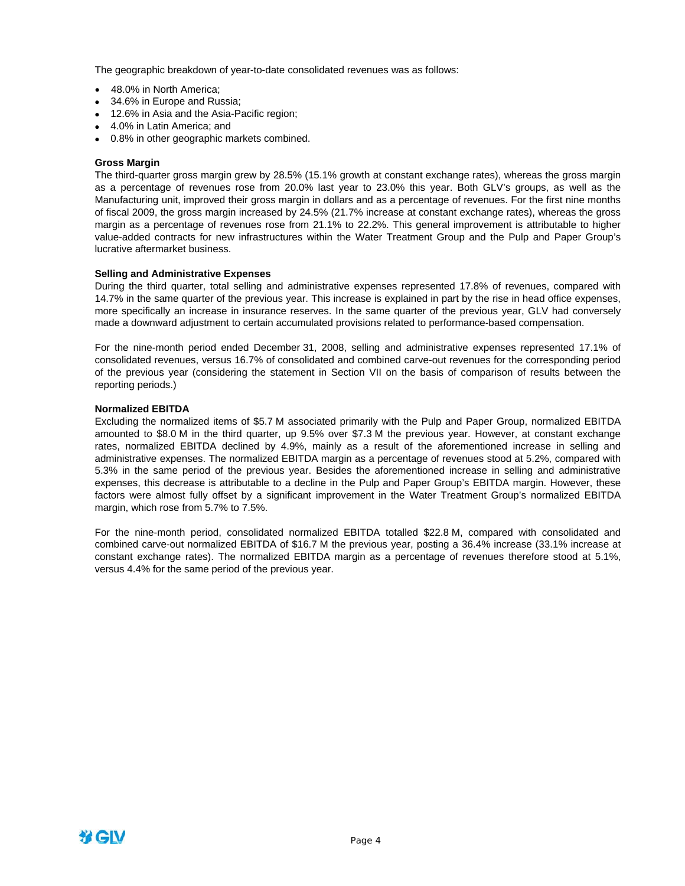The geographic breakdown of year-to-date consolidated revenues was as follows:

- 48.0% in North America;
- 34.6% in Europe and Russia;
- 12.6% in Asia and the Asia-Pacific region;
- 4.0% in Latin America; and
- 0.8% in other geographic markets combined.

**Gross Margin**

The third-quarter gross margin grew by 28.5% (15.1% growth at constant exchange rates), whereas the gross margin as a percentage of revenues rose from 20.0% last year to 23.0% this year. Both GLV's groups, as well as the Manufacturing unit, improved their gross margin in dollars and as a percentage of revenues. For the first nine months of fiscal 2009, the gross margin increased by 24.5% (21.7% increase at constant exchange rates), whereas the gross margin as a percentage of revenues rose from 21.1% to 22.2%. This general improvement is attributable to higher value-added contracts for new infrastructures within the Water Treatment Group and the Pulp and Paper Group's lucrative aftermarket business.

**Selling and Administrative Expenses**

During the third quarter, total selling and administrative expenses represented 17.8% of revenues, compared with 14.7% in the same quarter of the previous year. This increase is explained in part by the rise in head office expenses, more specifically an increase in insurance reserves. In the same quarter of the previous year, GLV had conversely made a downward adjustment to certain accumulated provisions related to performance-based compensation.

For the nine-month period ended December 31, 2008, selling and administrative expenses represented 17.1% of consolidated revenues, versus 16.7% of consolidated and combined carve-out revenues for the corresponding period of the previous year (considering the statement in Section VII on the basis of comparison of results between the reporting periods.)

**Normalized EBITDA**

Excluding the normalized items of $5.7 M associated primarily with the Pulp and Paper Group, normalized EBITDA amounted to $8.0 M in the third quarter, up 9.5% over $7.3 M the previous year. However, at constant exchange rates, normalized EBITDA declined by 4.9%, mainly as a result of the aforementioned increase in selling and administrative expenses. The normalized EBITDA margin as a percentage of revenues stood at 5.2%, compared with 5.3% in the same period of the previous year. Besides the aforementioned increase in selling and administrative expenses, this decrease is attributable to a decline in the Pulp and Paper Group's EBITDA margin. However, these factors were almost fully offset by a significant improvement in the Water Treatment Group's normalized EBITDA margin, which rose from 5.7% to 7.5%.

For the nine-month period, consolidated normalized EBITDA totalled $22.8 M, compared with consolidated and combined carve-out normalized EBITDA of $16.7 M the previous year, posting a 36.4% increase (33.1% increase at constant exchange rates). The normalized EBITDA margin as a percentage of revenues therefore stood at 5.1%, versus 4.4% for the same period of the previous year.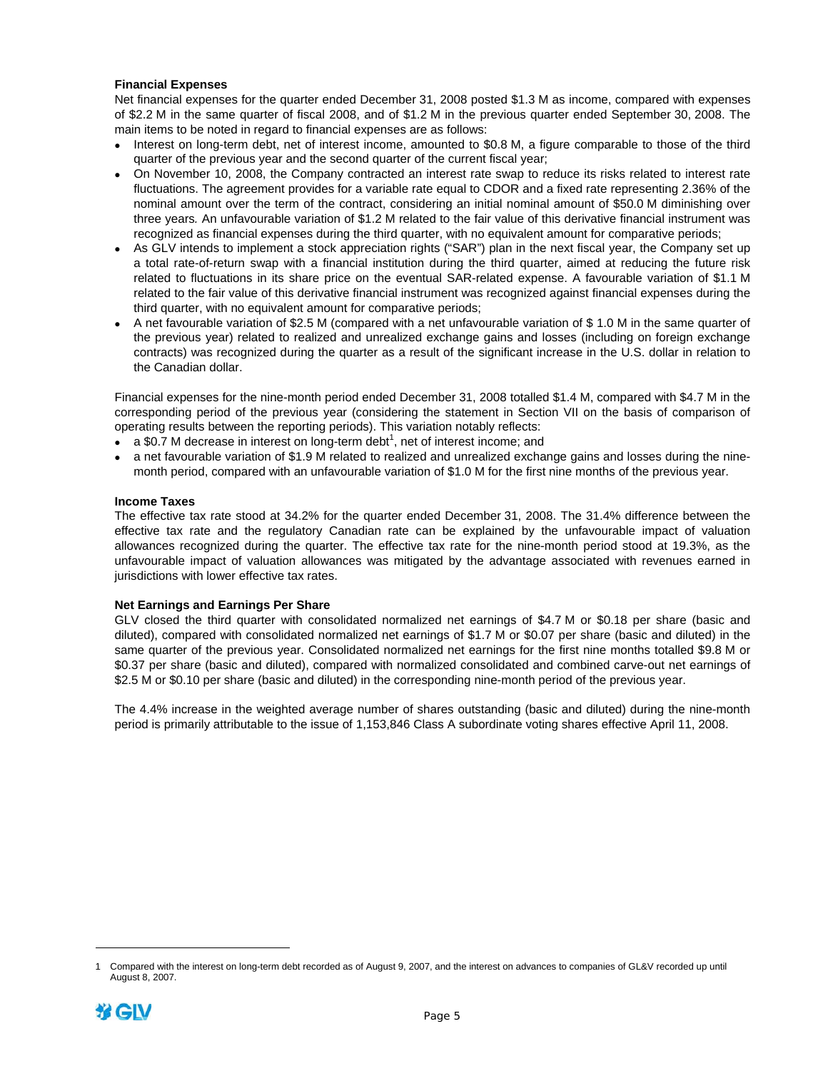**Financial Expenses**

Net financial expenses for the quarter ended December 31, 2008 posted \$1.3 M as income, compared with expenses of \$2.2 M in the same quarter of fiscal 2008, and of \$1.2 M in the previous quarter ended September 30, 2008. The main items to be noted in regard to financial expenses are as follows:

- Interest on long-term debt, net of interest income, amounted to \$0.8 M, a figure comparable to those of the third quarter of the previous year and the second quarter of the current fiscal year;
- On November 10, 2008, the Company contracted an interest rate swap to reduce its risks related to interest rate fluctuations. The agreement provides for a variable rate equal to CDOR and a fixed rate representing 2.36% of the nominal amount over the term of the contract, considering an initial nominal amount of \$50.0 M diminishing over three years. An unfavourable variation of \$1.2 M related to the fair value of this derivative financial instrument was recognized as financial expenses during the third quarter, with no equivalent amount for comparative periods;
- As GLV intends to implement a stock appreciation rights ("SAR") plan in the next fiscal year, the Company set up a total rate-of-return swap with a financial institution during the third quarter, aimed at reducing the future risk related to fluctuations in its share price on the eventual SAR-related expense. A favourable variation of \$1.1 M related to the fair value of this derivative financial instrument was recognized against financial expenses during the third quarter, with no equivalent amount for comparative periods;
- A net favourable variation of \$2.5 M (compared with a net unfavourable variation of \$ 1.0 M in the same quarter of the previous year) related to realized and unrealized exchange gains and losses (including on foreign exchange contracts) was recognized during the quarter as a result of the significant increase in the U.S. dollar in relation to the Canadian dollar.

Financial expenses for the nine-month period ended December 31, 2008 totalled \$1.4 M, compared with \$4.7 M in the corresponding period of the previous year (considering the statement in Section VII on the basis of comparison of operating results between the reporting periods). This variation notably reflects:

- a \$0.7 M decrease in interest on long-term debt[1], net of interest income; and
- a net favourable variation of \$1.9 M related to realized and unrealized exchange gains and losses during the nine-month period, compared with an unfavourable variation of \$1.0 M for the first nine months of the previous year.

**Income Taxes**

The effective tax rate stood at 34.2% for the quarter ended December 31, 2008. The 31.4% difference between the effective tax rate and the regulatory Canadian rate can be explained by the unfavourable impact of valuation allowances recognized during the quarter. The effective tax rate for the nine-month period stood at 19.3%, as the unfavourable impact of valuation allowances was mitigated by the advantage associated with revenues earned in jurisdictions with lower effective tax rates.

**Net Earnings and Earnings Per Share**

GLV closed the third quarter with consolidated normalized net earnings of \$4.7 M or \$0.18 per share (basic and diluted), compared with consolidated normalized net earnings of \$1.7 M or \$0.07 per share (basic and diluted) in the same quarter of the previous year. Consolidated normalized net earnings for the first nine months totalled \$9.8 M or \$0.37 per share (basic and diluted), compared with normalized consolidated and combined carve-out net earnings of \$2.5 M or \$0.10 per share (basic and diluted) in the corresponding nine-month period of the previous year.

The 4.4% increase in the weighted average number of shares outstanding (basic and diluted) during the nine-month period is primarily attributable to the issue of 1,153,846 Class A subordinate voting shares effective April 11, 2008.

---

1 Compared with the interest on long-term debt recorded as of August 9, 2007, and the interest on advances to companies of GL&V recorded up until August 8, 2007.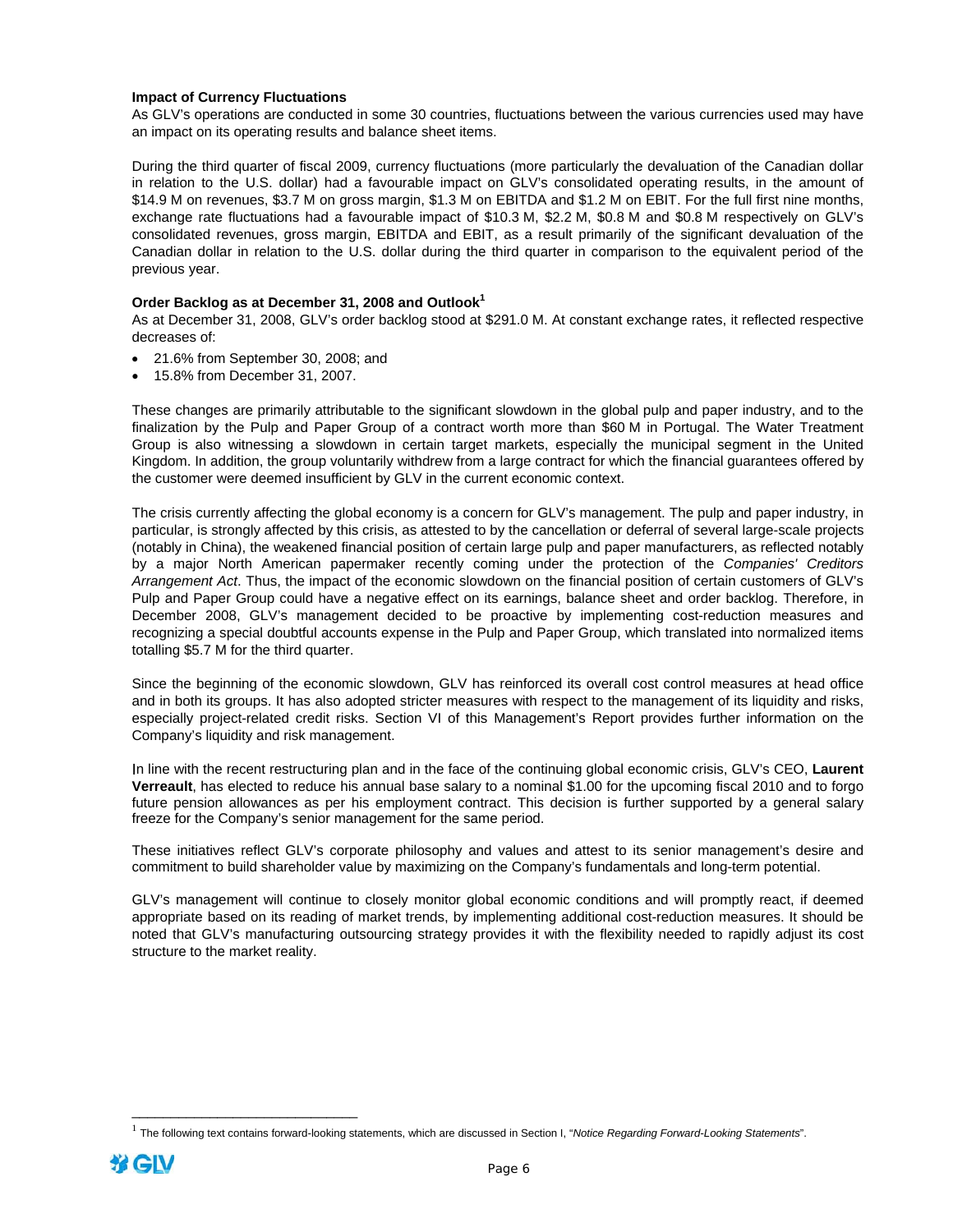**Impact of Currency Fluctuations**

As GLV's operations are conducted in some 30 countries, fluctuations between the various currencies used may have an impact on its operating results and balance sheet items.

During the third quarter of fiscal 2009, currency fluctuations (more particularly the devaluation of the Canadian dollar in relation to the U.S. dollar) had a favourable impact on GLV's consolidated operating results, in the amount of $14.9 M on revenues, $3.7 M on gross margin, $1.3 M on EBITDA and $1.2 M on EBIT. For the full first nine months, exchange rate fluctuations had a favourable impact of $10.3 M, $2.2 M, $0.8 M and $0.8 M respectively on GLV's consolidated revenues, gross margin, EBITDA and EBIT, as a result primarily of the significant devaluation of the Canadian dollar in relation to the U.S. dollar during the third quarter in comparison to the equivalent period of the previous year.

**Order Backlog as at December 31, 2008 and Outlook[1]**

As at December 31, 2008, GLV's order backlog stood at $291.0 M. At constant exchange rates, it reflected respective decreases of:

- 21.6% from September 30, 2008; and
- 15.8% from December 31, 2007.

These changes are primarily attributable to the significant slowdown in the global pulp and paper industry, and to the finalization by the Pulp and Paper Group of a contract worth more than $60 M in Portugal. The Water Treatment Group is also witnessing a slowdown in certain target markets, especially the municipal segment in the United Kingdom. In addition, the group voluntarily withdrew from a large contract for which the financial guarantees offered by the customer were deemed insufficient by GLV in the current economic context.

The crisis currently affecting the global economy is a concern for GLV's management. The pulp and paper industry, in particular, is strongly affected by this crisis, as attested to by the cancellation or deferral of several large-scale projects (notably in China), the weakened financial position of certain large pulp and paper manufacturers, as reflected notably by a major North American papermaker recently coming under the protection of the *Companies' Creditors Arrangement Act*. Thus, the impact of the economic slowdown on the financial position of certain customers of GLV's Pulp and Paper Group could have a negative effect on its earnings, balance sheet and order backlog. Therefore, in December 2008, GLV's management decided to be proactive by implementing cost-reduction measures and recognizing a special doubtful accounts expense in the Pulp and Paper Group, which translated into normalized items totalling $5.7 M for the third quarter.

Since the beginning of the economic slowdown, GLV has reinforced its overall cost control measures at head office and in both its groups. It has also adopted stricter measures with respect to the management of its liquidity and risks, especially project-related credit risks. Section VI of this Management's Report provides further information on the Company's liquidity and risk management.

In line with the recent restructuring plan and in the face of the continuing global economic crisis, GLV's CEO, **Laurent Verreault**, has elected to reduce his annual base salary to a nominal $1.00 for the upcoming fiscal 2010 and to forgo future pension allowances as per his employment contract. This decision is further supported by a general salary freeze for the Company's senior management for the same period.

These initiatives reflect GLV's corporate philosophy and values and attest to its senior management's desire and commitment to build shareholder value by maximizing on the Company's fundamentals and long-term potential.

GLV's management will continue to closely monitor global economic conditions and will promptly react, if deemed appropriate based on its reading of market trends, by implementing additional cost-reduction measures. It should be noted that GLV's manufacturing outsourcing strategy provides it with the flexibility needed to rapidly adjust its cost structure to the market reality.

---

[1] The following text contains forward-looking statements, which are discussed in Section I, "*Notice Regarding Forward-Looking Statements*".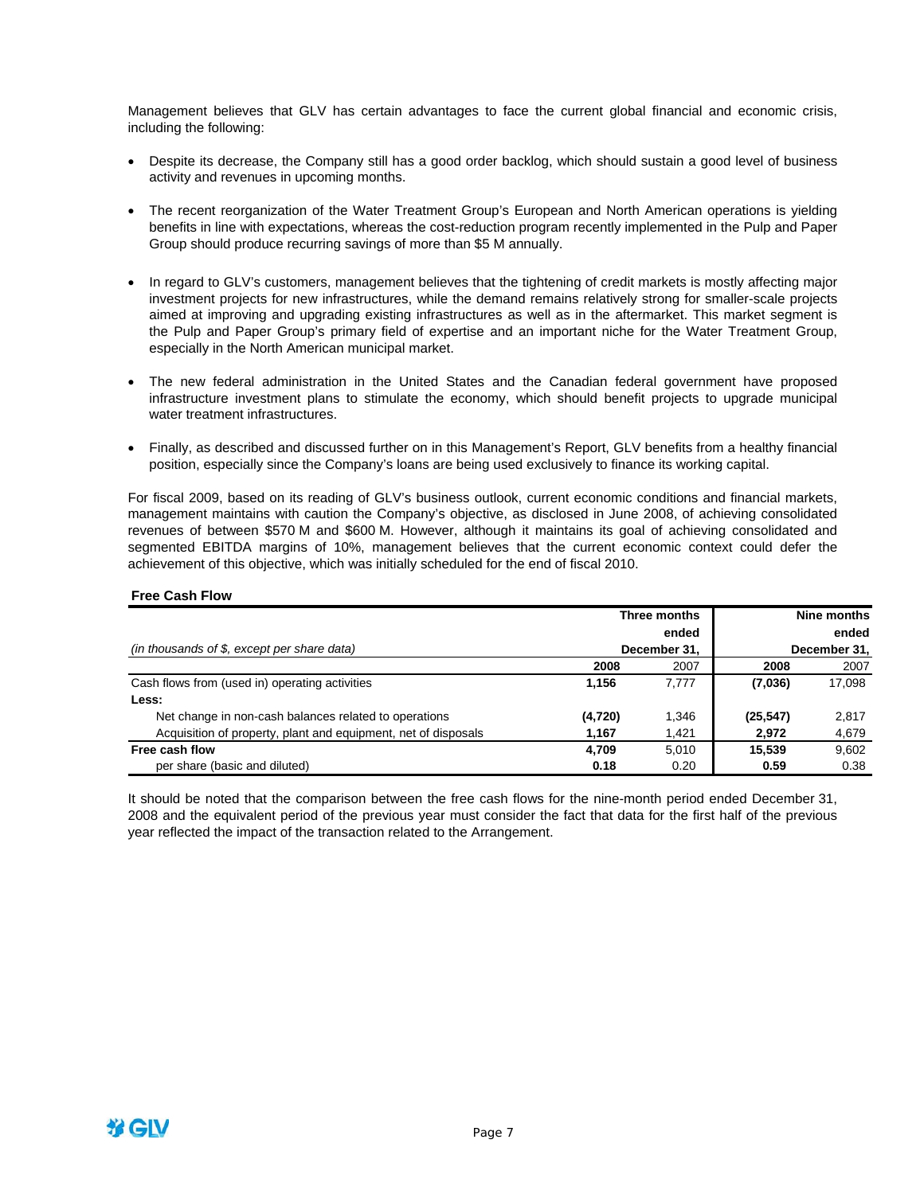Management believes that GLV has certain advantages to face the current global financial and economic crisis, including the following:

- Despite its decrease, the Company still has a good order backlog, which should sustain a good level of business activity and revenues in upcoming months.
- The recent reorganization of the Water Treatment Group's European and North American operations is yielding benefits in line with expectations, whereas the cost-reduction program recently implemented in the Pulp and Paper Group should produce recurring savings of more than $5 M annually.
- In regard to GLV's customers, management believes that the tightening of credit markets is mostly affecting major investment projects for new infrastructures, while the demand remains relatively strong for smaller-scale projects aimed at improving and upgrading existing infrastructures as well as in the aftermarket. This market segment is the Pulp and Paper Group's primary field of expertise and an important niche for the Water Treatment Group, especially in the North American municipal market.
- The new federal administration in the United States and the Canadian federal government have proposed infrastructure investment plans to stimulate the economy, which should benefit projects to upgrade municipal water treatment infrastructures.
- Finally, as described and discussed further on in this Management's Report, GLV benefits from a healthy financial position, especially since the Company's loans are being used exclusively to finance its working capital.

For fiscal 2009, based on its reading of GLV's business outlook, current economic conditions and financial markets, management maintains with caution the Company's objective, as disclosed in June 2008, of achieving consolidated revenues of between $570 M and $600 M. However, although it maintains its goal of achieving consolidated and segmented EBITDA margins of 10%, management believes that the current economic context could defer the achievement of this objective, which was initially scheduled for the end of fiscal 2010.

**Free Cash Flow**

| *(in thousands of $, except per share data)* | **Three months ended December 31,** | | **Nine months ended December 31,** | |
|---|---|---|---|---|
| | **2008** | 2007 | **2008** | 2007 |
| Cash flows from (used in) operating activities | **1,156** | 7,777 | **(7,036)** | 17,098 |
| **Less:** | | | | |
| Net change in non-cash balances related to operations | **(4,720)** | 1,346 | **(25,547)** | 2,817 |
| Acquisition of property, plant and equipment, net of disposals | **1,167** | 1,421 | **2,972** | 4,679 |
| **Free cash flow** | **4,709** | 5,010 | **15,539** | 9,602 |
| per share (basic and diluted) | **0.18** | 0.20 | **0.59** | 0.38 |

It should be noted that the comparison between the free cash flows for the nine-month period ended December 31, 2008 and the equivalent period of the previous year must consider the fact that data for the first half of the previous year reflected the impact of the transaction related to the Arrangement.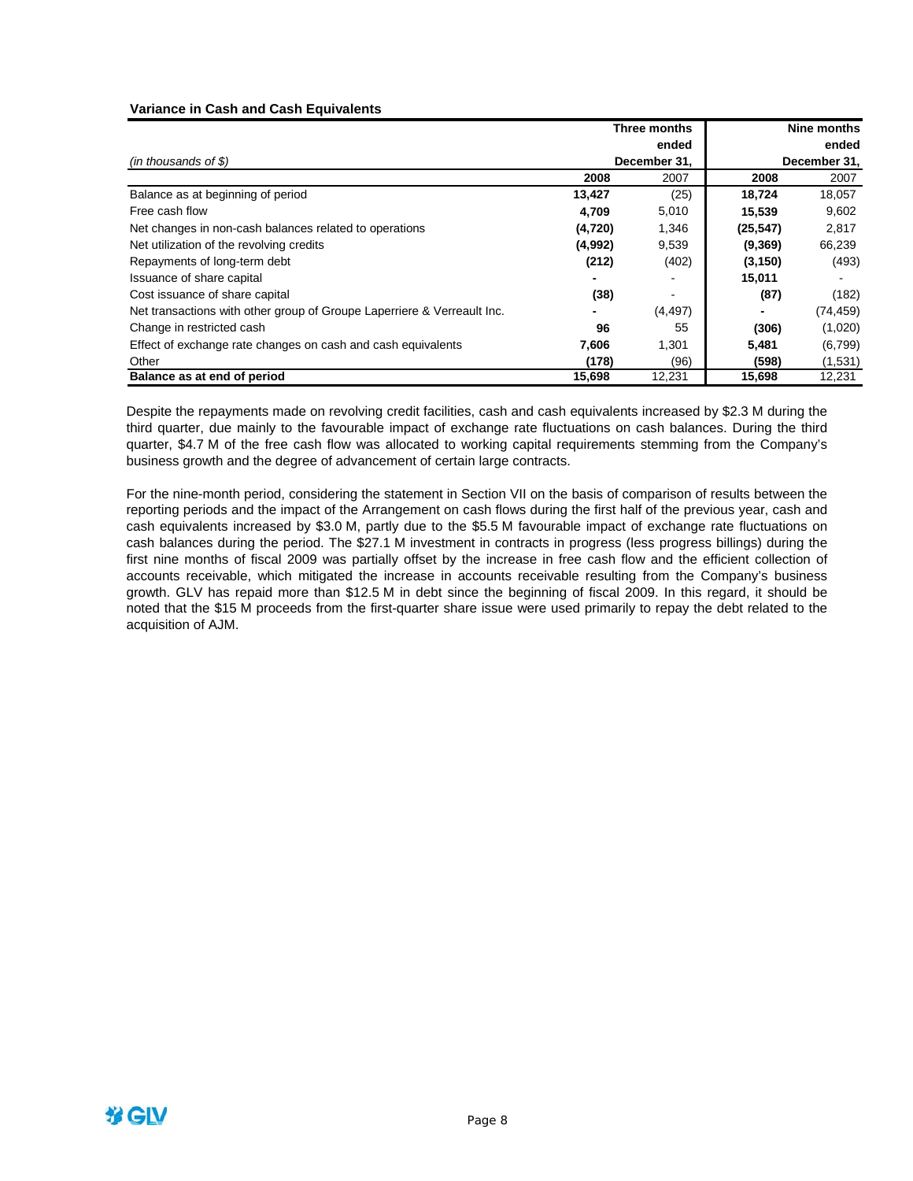**Variance in Cash and Cash Equivalents**

| *(in thousands of $)* | Three months ended December 31, | | Nine months ended December 31, | |
|---|---|---|---|---|
| | **2008** | 2007 | **2008** | 2007 |
| Balance as at beginning of period | **13,427** | (25) | **18,724** | 18,057 |
| Free cash flow | **4,709** | 5,010 | **15,539** | 9,602 |
| Net changes in non-cash balances related to operations | **(4,720)** | 1,346 | **(25,547)** | 2,817 |
| Net utilization of the revolving credits | **(4,992)** | 9,539 | **(9,369)** | 66,239 |
| Repayments of long-term debt | **(212)** | (402) | **(3,150)** | (493) |
| Issuance of share capital | **-** | - | **15,011** | - |
| Cost issuance of share capital | **(38)** | - | **(87)** | (182) |
| Net transactions with other group of Groupe Laperriere & Verreault Inc. | **-** | (4,497) | **-** | (74,459) |
| Change in restricted cash | **96** | 55 | **(306)** | (1,020) |
| Effect of exchange rate changes on cash and cash equivalents | **7,606** | 1,301 | **5,481** | (6,799) |
| Other | **(178)** | (96) | **(598)** | (1,531) |
| **Balance as at end of period** | **15,698** | 12,231 | **15,698** | 12,231 |

Despite the repayments made on revolving credit facilities, cash and cash equivalents increased by $2.3 M during the third quarter, due mainly to the favourable impact of exchange rate fluctuations on cash balances. During the third quarter, $4.7 M of the free cash flow was allocated to working capital requirements stemming from the Company's business growth and the degree of advancement of certain large contracts.

For the nine-month period, considering the statement in Section VII on the basis of comparison of results between the reporting periods and the impact of the Arrangement on cash flows during the first half of the previous year, cash and cash equivalents increased by $3.0 M, partly due to the $5.5 M favourable impact of exchange rate fluctuations on cash balances during the period. The $27.1 M investment in contracts in progress (less progress billings) during the first nine months of fiscal 2009 was partially offset by the increase in free cash flow and the efficient collection of accounts receivable, which mitigated the increase in accounts receivable resulting from the Company's business growth. GLV has repaid more than $12.5 M in debt since the beginning of fiscal 2009. In this regard, it should be noted that the $15 M proceeds from the first-quarter share issue were used primarily to repay the debt related to the acquisition of AJM.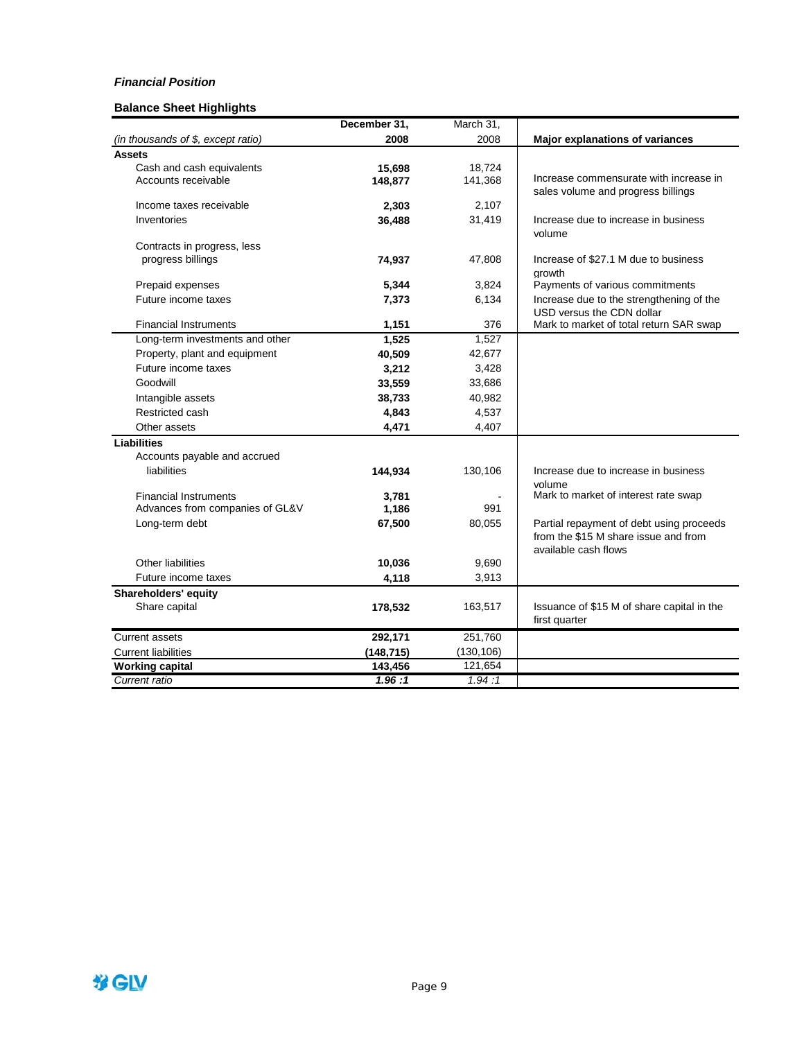*Financial Position*

**Balance Sheet Highlights**

| *(in thousands of $, except ratio)* | **December 31, 2008** | March 31, 2008 | **Major explanations of variances** |
|---|---|---|---|
| **Assets** | | | |
| Cash and cash equivalents | **15,698** | 18,724 | |
| Accounts receivable | **148,877** | 141,368 | Increase commensurate with increase in sales volume and progress billings |
| Income taxes receivable | **2,303** | 2,107 | |
| Inventories | **36,488** | 31,419 | Increase due to increase in business volume |
| Contracts in progress, less progress billings | **74,937** | 47,808 | Increase of $27.1 M due to business growth |
| Prepaid expenses | **5,344** | 3,824 | Payments of various commitments |
| Future income taxes | **7,373** | 6,134 | Increase due to the strengthening of the USD versus the CDN dollar |
| Financial Instruments | **1,151** | 376 | Mark to market of total return SAR swap |
| Long-term investments and other | **1,525** | 1,527 | |
| Property, plant and equipment | **40,509** | 42,677 | |
| Future income taxes | **3,212** | 3,428 | |
| Goodwill | **33,559** | 33,686 | |
| Intangible assets | **38,733** | 40,982 | |
| Restricted cash | **4,843** | 4,537 | |
| Other assets | **4,471** | 4,407 | |
| **Liabilities** | | | |
| Accounts payable and accrued liabilities | **144,934** | 130,106 | Increase due to increase in business volume |
| Financial Instruments | **3,781** | - | Mark to market of interest rate swap |
| Advances from companies of GL&V | **1,186** | 991 | |
| Long-term debt | **67,500** | 80,055 | Partial repayment of debt using proceeds from the $15 M share issue and from available cash flows |
| Other liabilities | **10,036** | 9,690 | |
| Future income taxes | **4,118** | 3,913 | |
| **Shareholders' equity** | | | |
| Share capital | **178,532** | 163,517 | Issuance of $15 M of share capital in the first quarter |
| Current assets | **292,171** | 251,760 | |
| Current liabilities | **(148,715)** | (130,106) | |
| **Working capital** | **143,456** | 121,654 | |
| *Current ratio* | ***1.96 :1*** | *1.94 :1* | |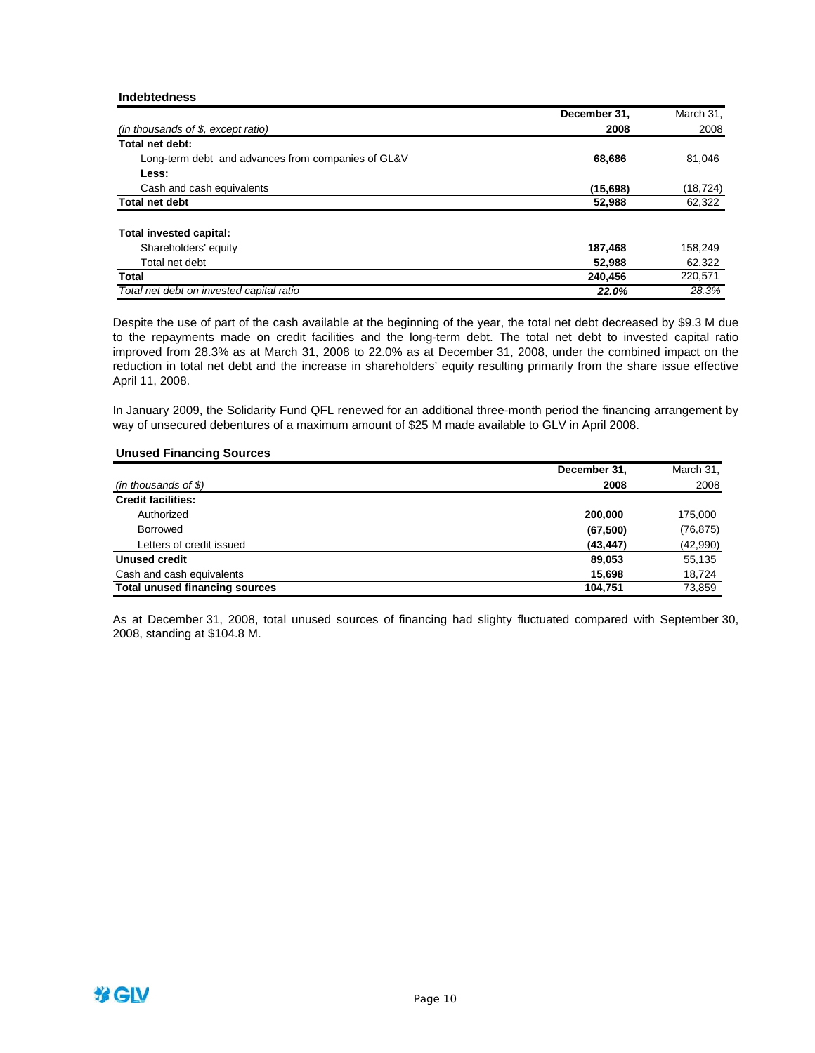### Indebtedness

| *(in thousands of $, except ratio)* | **December 31, 2008** | March 31, 2008 |
|---|---|---|
| **Total net debt:** | | |
| Long-term debt and advances from companies of GL&V | **68,686** | 81,046 |
| **Less:** | | |
| Cash and cash equivalents | **(15,698)** | (18,724) |
| **Total net debt** | **52,988** | 62,322 |
| | | |
| **Total invested capital:** | | |
| Shareholders' equity | **187,468** | 158,249 |
| Total net debt | **52,988** | 62,322 |
| **Total** | **240,456** | 220,571 |
| *Total net debt on invested capital ratio* | ***22.0%*** | *28.3%* |

Despite the use of part of the cash available at the beginning of the year, the total net debt decreased by $9.3 M due to the repayments made on credit facilities and the long-term debt. The total net debt to invested capital ratio improved from 28.3% as at March 31, 2008 to 22.0% as at December 31, 2008, under the combined impact on the reduction in total net debt and the increase in shareholders' equity resulting primarily from the share issue effective April 11, 2008.

In January 2009, the Solidarity Fund QFL renewed for an additional three-month period the financing arrangement by way of unsecured debentures of a maximum amount of $25 M made available to GLV in April 2008.

### Unused Financing Sources

| *(in thousands of $)* | **December 31, 2008** | March 31, 2008 |
|---|---|---|
| **Credit facilities:** | | |
| Authorized | **200,000** | 175,000 |
| Borrowed | **(67,500)** | (76,875) |
| Letters of credit issued | **(43,447)** | (42,990) |
| **Unused credit** | **89,053** | 55,135 |
| Cash and cash equivalents | **15,698** | 18,724 |
| **Total unused financing sources** | **104,751** | 73,859 |

As at December 31, 2008, total unused sources of financing had slighty fluctuated compared with September 30, 2008, standing at $104.8 M.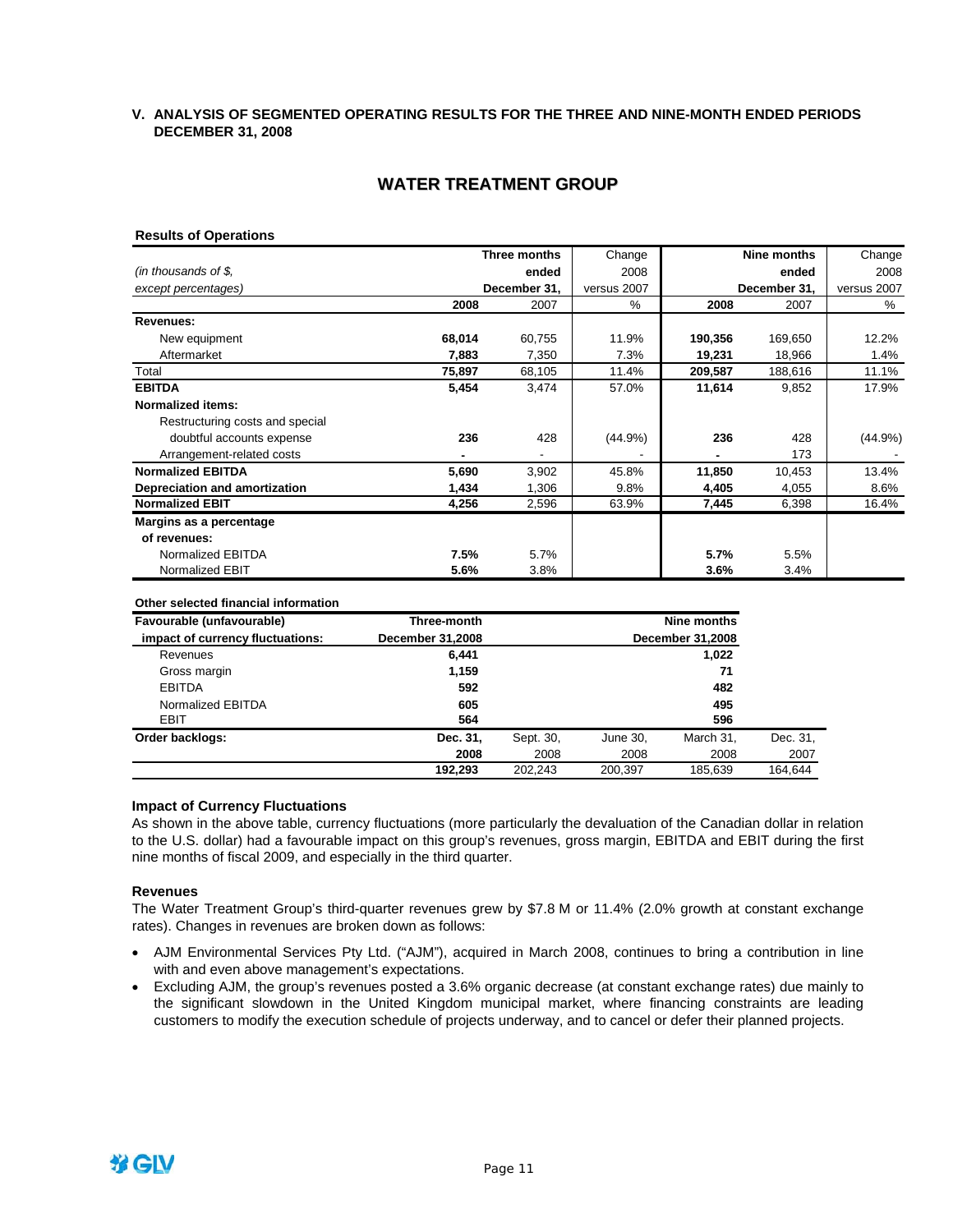## V. ANALYSIS OF SEGMENTED OPERATING RESULTS FOR THE THREE AND NINE-MONTH ENDED PERIODS DECEMBER 31, 2008

# WATER TREATMENT GROUP

**Results of Operations**

| *(in thousands of $, except percentages)* | **Three months ended December 31,** | | Change 2008 versus 2007 | **Nine months ended December 31,** | | Change 2008 versus 2007 |
|---|---|---|---|---|---|---|
| | **2008** | 2007 | % | **2008** | 2007 | % |
| **Revenues:** | | | | | | |
| New equipment | **68,014** | 60,755 | 11.9% | **190,356** | 169,650 | 12.2% |
| Aftermarket | **7,883** | 7,350 | 7.3% | **19,231** | 18,966 | 1.4% |
| Total | **75,897** | 68,105 | 11.4% | **209,587** | 188,616 | 11.1% |
| **EBITDA** | **5,454** | 3,474 | 57.0% | **11,614** | 9,852 | 17.9% |
| **Normalized items:** | | | | | | |
| Restructuring costs and special doubtful accounts expense | **236** | 428 | (44.9%) | **236** | 428 | (44.9%) |
| Arrangement-related costs | **-** | - | - | **-** | 173 | - |
| **Normalized EBITDA** | **5,690** | 3,902 | 45.8% | **11,850** | 10,453 | 13.4% |
| **Depreciation and amortization** | **1,434** | 1,306 | 9.8% | **4,405** | 4,055 | 8.6% |
| **Normalized EBIT** | **4,256** | 2,596 | 63.9% | **7,445** | 6,398 | 16.4% |
| **Margins as a percentage of revenues:** | | | | | | |
| Normalized EBITDA | **7.5%** | 5.7% | | **5.7%** | 5.5% | |
| Normalized EBIT | **5.6%** | 3.8% | | **3.6%** | 3.4% | |

**Other selected financial information**

| **Favourable (unfavourable) impact of currency fluctuations:** | **Three-month December 31,2008** | **Nine months December 31,2008** |
|---|---|---|
| Revenues | **6,441** | **1,022** |
| Gross margin | **1,159** | **71** |
| EBITDA | **592** | **482** |
| Normalized EBITDA | **605** | **495** |
| EBIT | **564** | **596** |

| **Order backlogs:** | **Dec. 31, 2008** | Sept. 30, 2008 | June 30, 2008 | March 31, 2008 | Dec. 31, 2007 |
|---|---|---|---|---|---|
| | **192,293** | 202,243 | 200,397 | 185,639 | 164,644 |

### Impact of Currency Fluctuations

As shown in the above table, currency fluctuations (more particularly the devaluation of the Canadian dollar in relation to the U.S. dollar) had a favourable impact on this group's revenues, gross margin, EBITDA and EBIT during the first nine months of fiscal 2009, and especially in the third quarter.

### Revenues

The Water Treatment Group's third-quarter revenues grew by $7.8 M or 11.4% (2.0% growth at constant exchange rates). Changes in revenues are broken down as follows:

- AJM Environmental Services Pty Ltd. ("AJM"), acquired in March 2008, continues to bring a contribution in line with and even above management's expectations.
- Excluding AJM, the group's revenues posted a 3.6% organic decrease (at constant exchange rates) due mainly to the significant slowdown in the United Kingdom municipal market, where financing constraints are leading customers to modify the execution schedule of projects underway, and to cancel or defer their planned projects.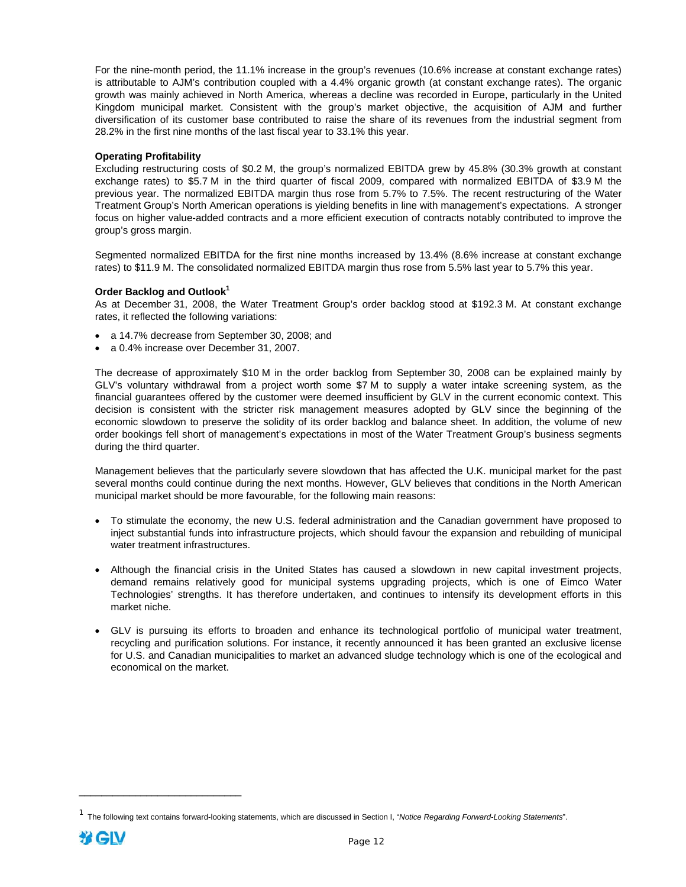For the nine-month period, the 11.1% increase in the group's revenues (10.6% increase at constant exchange rates) is attributable to AJM's contribution coupled with a 4.4% organic growth (at constant exchange rates). The organic growth was mainly achieved in North America, whereas a decline was recorded in Europe, particularly in the United Kingdom municipal market. Consistent with the group's market objective, the acquisition of AJM and further diversification of its customer base contributed to raise the share of its revenues from the industrial segment from 28.2% in the first nine months of the last fiscal year to 33.1% this year.

**Operating Profitability**

Excluding restructuring costs of $0.2 M, the group's normalized EBITDA grew by 45.8% (30.3% growth at constant exchange rates) to $5.7 M in the third quarter of fiscal 2009, compared with normalized EBITDA of $3.9 M the previous year. The normalized EBITDA margin thus rose from 5.7% to 7.5%. The recent restructuring of the Water Treatment Group's North American operations is yielding benefits in line with management's expectations. A stronger focus on higher value-added contracts and a more efficient execution of contracts notably contributed to improve the group's gross margin.

Segmented normalized EBITDA for the first nine months increased by 13.4% (8.6% increase at constant exchange rates) to $11.9 M. The consolidated normalized EBITDA margin thus rose from 5.5% last year to 5.7% this year.

**Order Backlog and Outlook[1]**

As at December 31, 2008, the Water Treatment Group's order backlog stood at $192.3 M. At constant exchange rates, it reflected the following variations:

- a 14.7% decrease from September 30, 2008; and
- a 0.4% increase over December 31, 2007.

The decrease of approximately $10 M in the order backlog from September 30, 2008 can be explained mainly by GLV's voluntary withdrawal from a project worth some $7 M to supply a water intake screening system, as the financial guarantees offered by the customer were deemed insufficient by GLV in the current economic context. This decision is consistent with the stricter risk management measures adopted by GLV since the beginning of the economic slowdown to preserve the solidity of its order backlog and balance sheet. In addition, the volume of new order bookings fell short of management's expectations in most of the Water Treatment Group's business segments during the third quarter.

Management believes that the particularly severe slowdown that has affected the U.K. municipal market for the past several months could continue during the next months. However, GLV believes that conditions in the North American municipal market should be more favourable, for the following main reasons:

- To stimulate the economy, the new U.S. federal administration and the Canadian government have proposed to inject substantial funds into infrastructure projects, which should favour the expansion and rebuilding of municipal water treatment infrastructures.

- Although the financial crisis in the United States has caused a slowdown in new capital investment projects, demand remains relatively good for municipal systems upgrading projects, which is one of Eimco Water Technologies' strengths. It has therefore undertaken, and continues to intensify its development efforts in this market niche.

- GLV is pursuing its efforts to broaden and enhance its technological portfolio of municipal water treatment, recycling and purification solutions. For instance, it recently announced it has been granted an exclusive license for U.S. and Canadian municipalities to market an advanced sludge technology which is one of the ecological and economical on the market.

---

[1] The following text contains forward-looking statements, which are discussed in Section I, "*Notice Regarding Forward-Looking Statements*".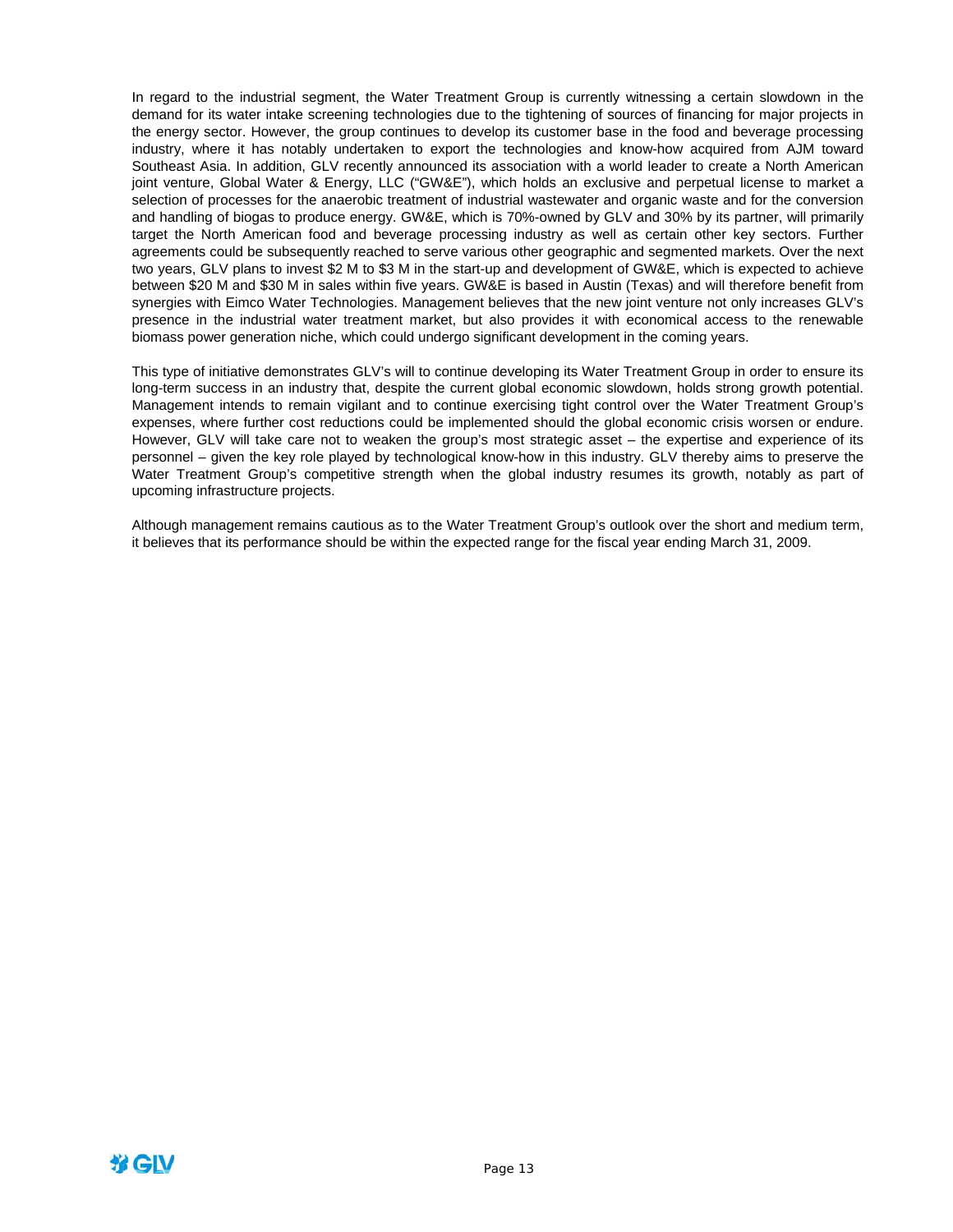In regard to the industrial segment, the Water Treatment Group is currently witnessing a certain slowdown in the demand for its water intake screening technologies due to the tightening of sources of financing for major projects in the energy sector. However, the group continues to develop its customer base in the food and beverage processing industry, where it has notably undertaken to export the technologies and know-how acquired from AJM toward Southeast Asia. In addition, GLV recently announced its association with a world leader to create a North American joint venture, Global Water & Energy, LLC ("GW&E"), which holds an exclusive and perpetual license to market a selection of processes for the anaerobic treatment of industrial wastewater and organic waste and for the conversion and handling of biogas to produce energy. GW&E, which is 70%-owned by GLV and 30% by its partner, will primarily target the North American food and beverage processing industry as well as certain other key sectors. Further agreements could be subsequently reached to serve various other geographic and segmented markets. Over the next two years, GLV plans to invest $2 M to $3 M in the start-up and development of GW&E, which is expected to achieve between $20 M and $30 M in sales within five years. GW&E is based in Austin (Texas) and will therefore benefit from synergies with Eimco Water Technologies. Management believes that the new joint venture not only increases GLV's presence in the industrial water treatment market, but also provides it with economical access to the renewable biomass power generation niche, which could undergo significant development in the coming years.

This type of initiative demonstrates GLV's will to continue developing its Water Treatment Group in order to ensure its long-term success in an industry that, despite the current global economic slowdown, holds strong growth potential. Management intends to remain vigilant and to continue exercising tight control over the Water Treatment Group's expenses, where further cost reductions could be implemented should the global economic crisis worsen or endure. However, GLV will take care not to weaken the group's most strategic asset – the expertise and experience of its personnel – given the key role played by technological know-how in this industry. GLV thereby aims to preserve the Water Treatment Group's competitive strength when the global industry resumes its growth, notably as part of upcoming infrastructure projects.

Although management remains cautious as to the Water Treatment Group's outlook over the short and medium term, it believes that its performance should be within the expected range for the fiscal year ending March 31, 2009.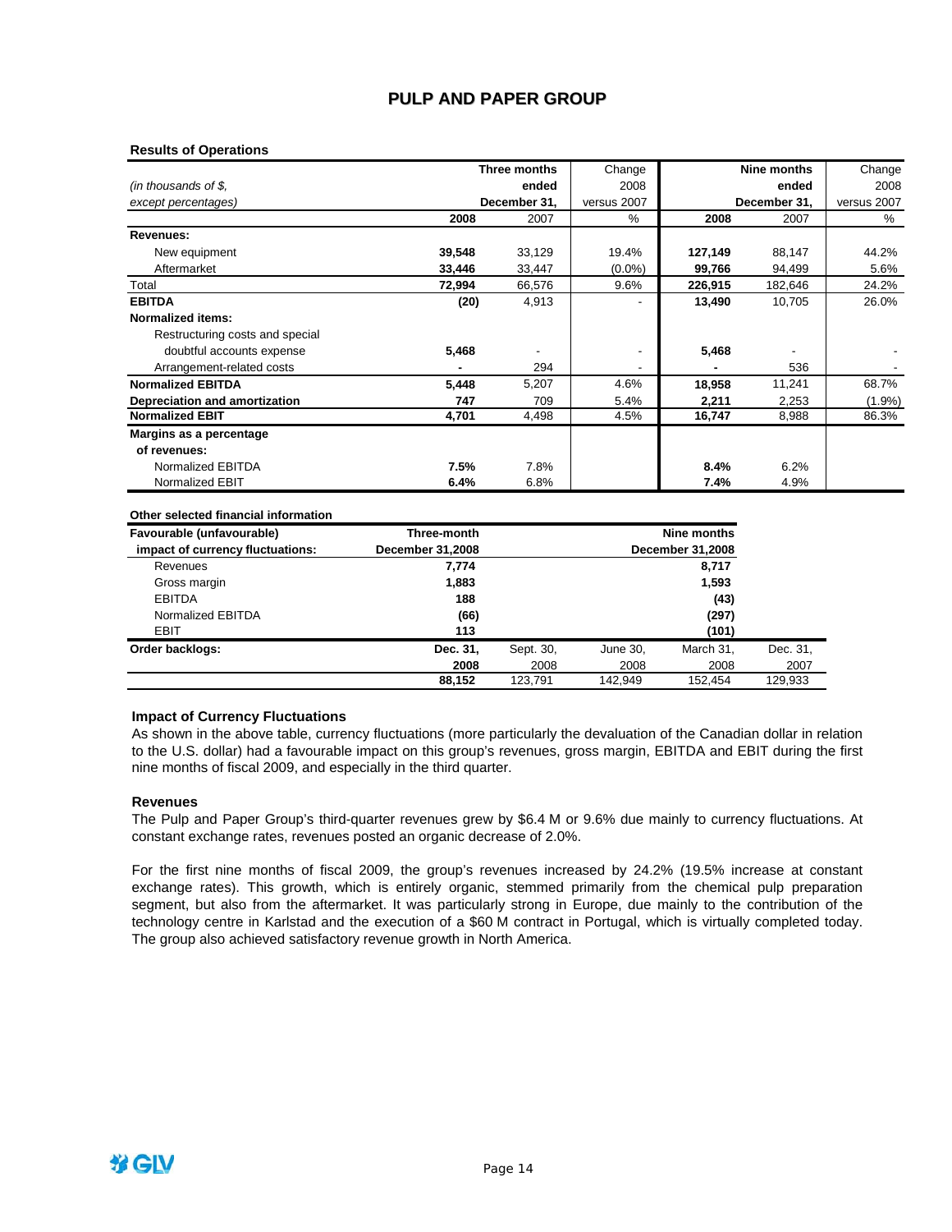# PULP AND PAPER GROUP

**Results of Operations**

| *(in thousands of $, except percentages)* | **Three months ended December 31,** | | Change 2008 versus 2007 | **Nine months ended December 31,** | | Change 2008 versus 2007 |
|---|---|---|---|---|---|---|
| | **2008** | 2007 | % | **2008** | 2007 | % |
| **Revenues:** | | | | | | |
| New equipment | **39,548** | 33,129 | 19.4% | **127,149** | 88,147 | 44.2% |
| Aftermarket | **33,446** | 33,447 | (0.0%) | **99,766** | 94,499 | 5.6% |
| Total | **72,994** | 66,576 | 9.6% | **226,915** | 182,646 | 24.2% |
| **EBITDA** | **(20)** | 4,913 | - | **13,490** | 10,705 | 26.0% |
| **Normalized items:** | | | | | | |
| Restructuring costs and special doubtful accounts expense | **5,468** | - | - | **5,468** | - | - |
| Arrangement-related costs | **-** | 294 | - | **-** | 536 | - |
| **Normalized EBITDA** | **5,448** | 5,207 | 4.6% | **18,958** | 11,241 | 68.7% |
| **Depreciation and amortization** | **747** | 709 | 5.4% | **2,211** | 2,253 | (1.9%) |
| **Normalized EBIT** | **4,701** | 4,498 | 4.5% | **16,747** | 8,988 | 86.3% |
| **Margins as a percentage of revenues:** | | | | | | |
| Normalized EBITDA | **7.5%** | 7.8% | | **8.4%** | 6.2% | |
| Normalized EBIT | **6.4%** | 6.8% | | **7.4%** | 4.9% | |

**Other selected financial information**

| **Favourable (unfavourable) impact of currency fluctuations:** | **Three-month December 31,2008** | | | **Nine months December 31,2008** | |
|---|---|---|---|---|---|
| Revenues | **7,774** | | | **8,717** | |
| Gross margin | **1,883** | | | **1,593** | |
| EBITDA | **188** | | | **(43)** | |
| Normalized EBITDA | **(66)** | | | **(297)** | |
| EBIT | **113** | | | **(101)** | |
| **Order backlogs:** | **Dec. 31, 2008** | Sept. 30, 2008 | June 30, 2008 | March 31, 2008 | Dec. 31, 2007 |
| | **88,152** | 123,791 | 142,949 | 152,454 | 129,933 |

### Impact of Currency Fluctuations

As shown in the above table, currency fluctuations (more particularly the devaluation of the Canadian dollar in relation to the U.S. dollar) had a favourable impact on this group's revenues, gross margin, EBITDA and EBIT during the first nine months of fiscal 2009, and especially in the third quarter.

### Revenues

The Pulp and Paper Group's third-quarter revenues grew by $6.4 M or 9.6% due mainly to currency fluctuations. At constant exchange rates, revenues posted an organic decrease of 2.0%.

For the first nine months of fiscal 2009, the group's revenues increased by 24.2% (19.5% increase at constant exchange rates). This growth, which is entirely organic, stemmed primarily from the chemical pulp preparation segment, but also from the aftermarket. It was particularly strong in Europe, due mainly to the contribution of the technology centre in Karlstad and the execution of a $60 M contract in Portugal, which is virtually completed today. The group also achieved satisfactory revenue growth in North America.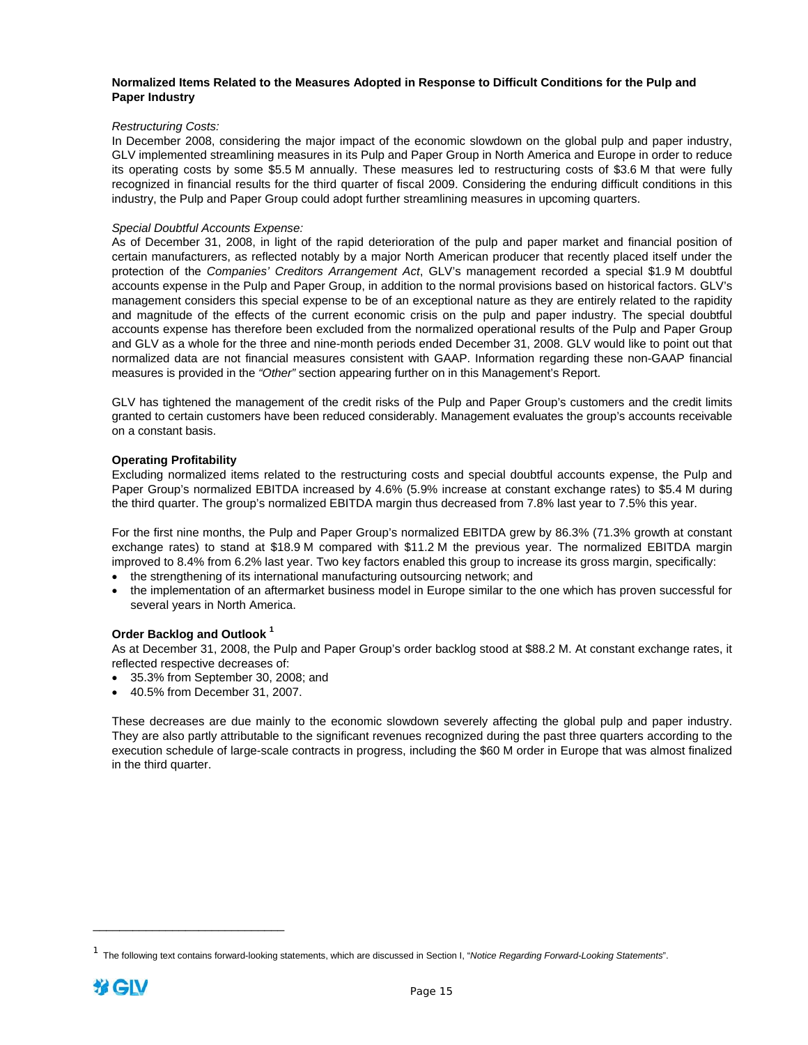**Normalized Items Related to the Measures Adopted in Response to Difficult Conditions for the Pulp and Paper Industry**

*Restructuring Costs:*

In December 2008, considering the major impact of the economic slowdown on the global pulp and paper industry, GLV implemented streamlining measures in its Pulp and Paper Group in North America and Europe in order to reduce its operating costs by some $5.5 M annually. These measures led to restructuring costs of $3.6 M that were fully recognized in financial results for the third quarter of fiscal 2009. Considering the enduring difficult conditions in this industry, the Pulp and Paper Group could adopt further streamlining measures in upcoming quarters.

*Special Doubtful Accounts Expense:*

As of December 31, 2008, in light of the rapid deterioration of the pulp and paper market and financial position of certain manufacturers, as reflected notably by a major North American producer that recently placed itself under the protection of the *Companies' Creditors Arrangement Act*, GLV's management recorded a special $1.9 M doubtful accounts expense in the Pulp and Paper Group, in addition to the normal provisions based on historical factors. GLV's management considers this special expense to be of an exceptional nature as they are entirely related to the rapidity and magnitude of the effects of the current economic crisis on the pulp and paper industry. The special doubtful accounts expense has therefore been excluded from the normalized operational results of the Pulp and Paper Group and GLV as a whole for the three and nine-month periods ended December 31, 2008. GLV would like to point out that normalized data are not financial measures consistent with GAAP. Information regarding these non-GAAP financial measures is provided in the *"Other"* section appearing further on in this Management's Report.

GLV has tightened the management of the credit risks of the Pulp and Paper Group's customers and the credit limits granted to certain customers have been reduced considerably. Management evaluates the group's accounts receivable on a constant basis.

**Operating Profitability**

Excluding normalized items related to the restructuring costs and special doubtful accounts expense, the Pulp and Paper Group's normalized EBITDA increased by 4.6% (5.9% increase at constant exchange rates) to $5.4 M during the third quarter. The group's normalized EBITDA margin thus decreased from 7.8% last year to 7.5% this year.

For the first nine months, the Pulp and Paper Group's normalized EBITDA grew by 86.3% (71.3% growth at constant exchange rates) to stand at $18.9 M compared with $11.2 M the previous year. The normalized EBITDA margin improved to 8.4% from 6.2% last year. Two key factors enabled this group to increase its gross margin, specifically:

- the strengthening of its international manufacturing outsourcing network; and
- the implementation of an aftermarket business model in Europe similar to the one which has proven successful for several years in North America.

**Order Backlog and Outlook [1]**

As at December 31, 2008, the Pulp and Paper Group's order backlog stood at $88.2 M. At constant exchange rates, it reflected respective decreases of:

- 35.3% from September 30, 2008; and
- 40.5% from December 31, 2007.

These decreases are due mainly to the economic slowdown severely affecting the global pulp and paper industry. They are also partly attributable to the significant revenues recognized during the past three quarters according to the execution schedule of large-scale contracts in progress, including the $60 M order in Europe that was almost finalized in the third quarter.

---

[1] The following text contains forward-looking statements, which are discussed in Section I, "*Notice Regarding Forward-Looking Statements*".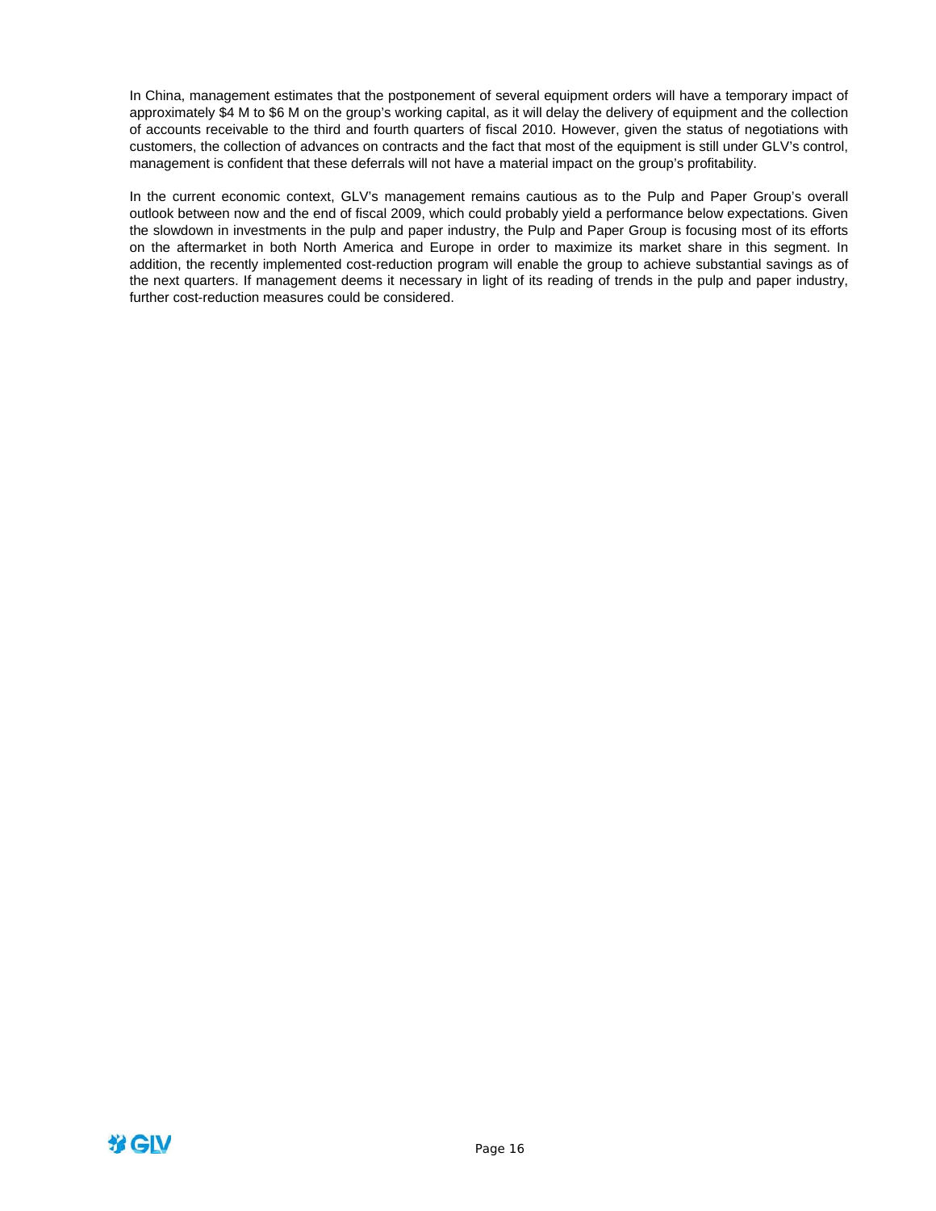In China, management estimates that the postponement of several equipment orders will have a temporary impact of approximately $4 M to $6 M on the group's working capital, as it will delay the delivery of equipment and the collection of accounts receivable to the third and fourth quarters of fiscal 2010. However, given the status of negotiations with customers, the collection of advances on contracts and the fact that most of the equipment is still under GLV's control, management is confident that these deferrals will not have a material impact on the group's profitability.

In the current economic context, GLV's management remains cautious as to the Pulp and Paper Group's overall outlook between now and the end of fiscal 2009, which could probably yield a performance below expectations. Given the slowdown in investments in the pulp and paper industry, the Pulp and Paper Group is focusing most of its efforts on the aftermarket in both North America and Europe in order to maximize its market share in this segment. In addition, the recently implemented cost-reduction program will enable the group to achieve substantial savings as of the next quarters. If management deems it necessary in light of its reading of trends in the pulp and paper industry, further cost-reduction measures could be considered.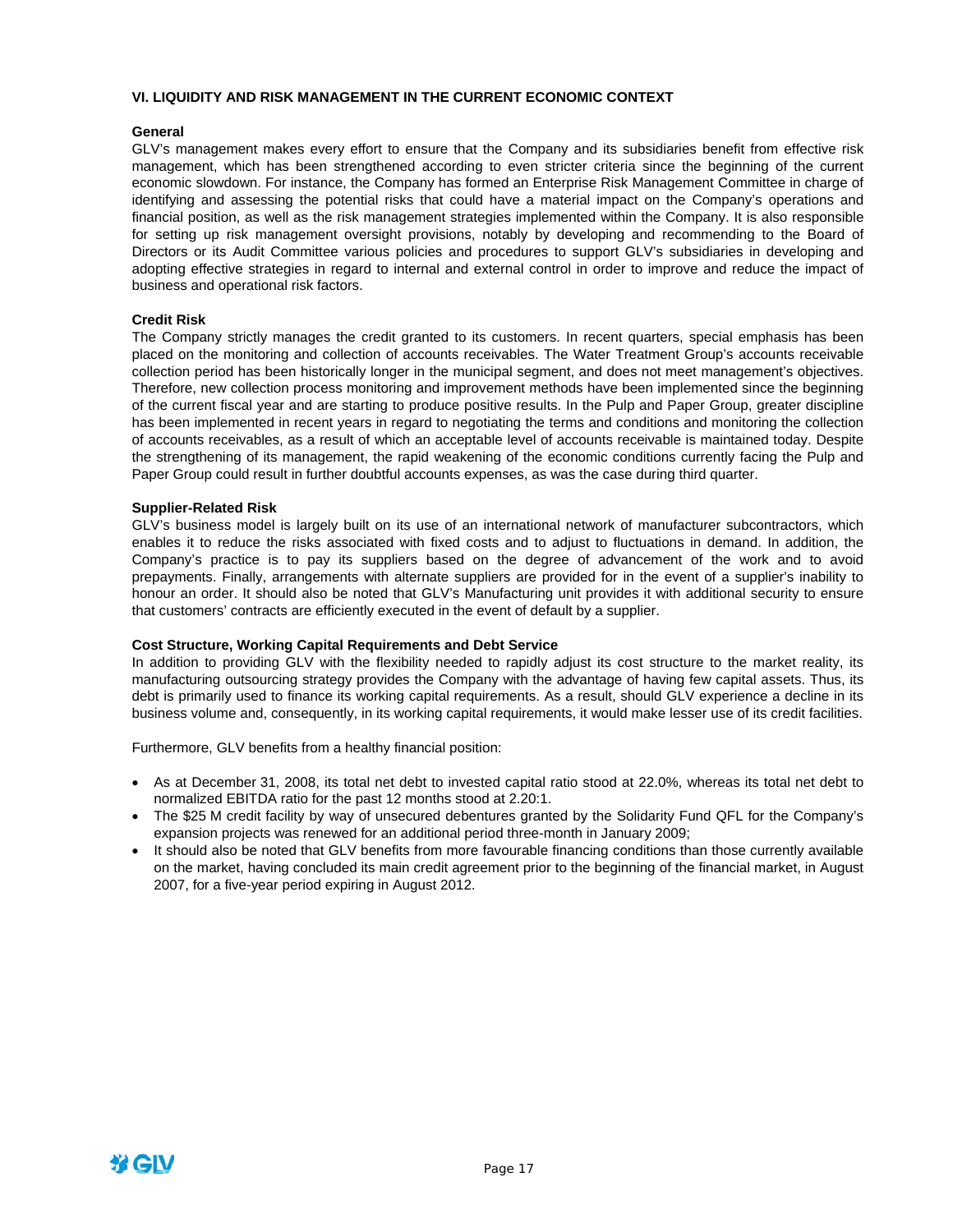## VI. LIQUIDITY AND RISK MANAGEMENT IN THE CURRENT ECONOMIC CONTEXT

### General

GLV's management makes every effort to ensure that the Company and its subsidiaries benefit from effective risk management, which has been strengthened according to even stricter criteria since the beginning of the current economic slowdown. For instance, the Company has formed an Enterprise Risk Management Committee in charge of identifying and assessing the potential risks that could have a material impact on the Company's operations and financial position, as well as the risk management strategies implemented within the Company. It is also responsible for setting up risk management oversight provisions, notably by developing and recommending to the Board of Directors or its Audit Committee various policies and procedures to support GLV's subsidiaries in developing and adopting effective strategies in regard to internal and external control in order to improve and reduce the impact of business and operational risk factors.

### Credit Risk

The Company strictly manages the credit granted to its customers. In recent quarters, special emphasis has been placed on the monitoring and collection of accounts receivables. The Water Treatment Group's accounts receivable collection period has been historically longer in the municipal segment, and does not meet management's objectives. Therefore, new collection process monitoring and improvement methods have been implemented since the beginning of the current fiscal year and are starting to produce positive results. In the Pulp and Paper Group, greater discipline has been implemented in recent years in regard to negotiating the terms and conditions and monitoring the collection of accounts receivables, as a result of which an acceptable level of accounts receivable is maintained today. Despite the strengthening of its management, the rapid weakening of the economic conditions currently facing the Pulp and Paper Group could result in further doubtful accounts expenses, as was the case during third quarter.

### Supplier-Related Risk

GLV's business model is largely built on its use of an international network of manufacturer subcontractors, which enables it to reduce the risks associated with fixed costs and to adjust to fluctuations in demand. In addition, the Company's practice is to pay its suppliers based on the degree of advancement of the work and to avoid prepayments. Finally, arrangements with alternate suppliers are provided for in the event of a supplier's inability to honour an order. It should also be noted that GLV's Manufacturing unit provides it with additional security to ensure that customers' contracts are efficiently executed in the event of default by a supplier.

### Cost Structure, Working Capital Requirements and Debt Service

In addition to providing GLV with the flexibility needed to rapidly adjust its cost structure to the market reality, its manufacturing outsourcing strategy provides the Company with the advantage of having few capital assets. Thus, its debt is primarily used to finance its working capital requirements. As a result, should GLV experience a decline in its business volume and, consequently, in its working capital requirements, it would make lesser use of its credit facilities.

Furthermore, GLV benefits from a healthy financial position:

- As at December 31, 2008, its total net debt to invested capital ratio stood at 22.0%, whereas its total net debt to normalized EBITDA ratio for the past 12 months stood at 2.20:1.
- The $25 M credit facility by way of unsecured debentures granted by the Solidarity Fund QFL for the Company's expansion projects was renewed for an additional period three-month in January 2009;
- It should also be noted that GLV benefits from more favourable financing conditions than those currently available on the market, having concluded its main credit agreement prior to the beginning of the financial market, in August 2007, for a five-year period expiring in August 2012.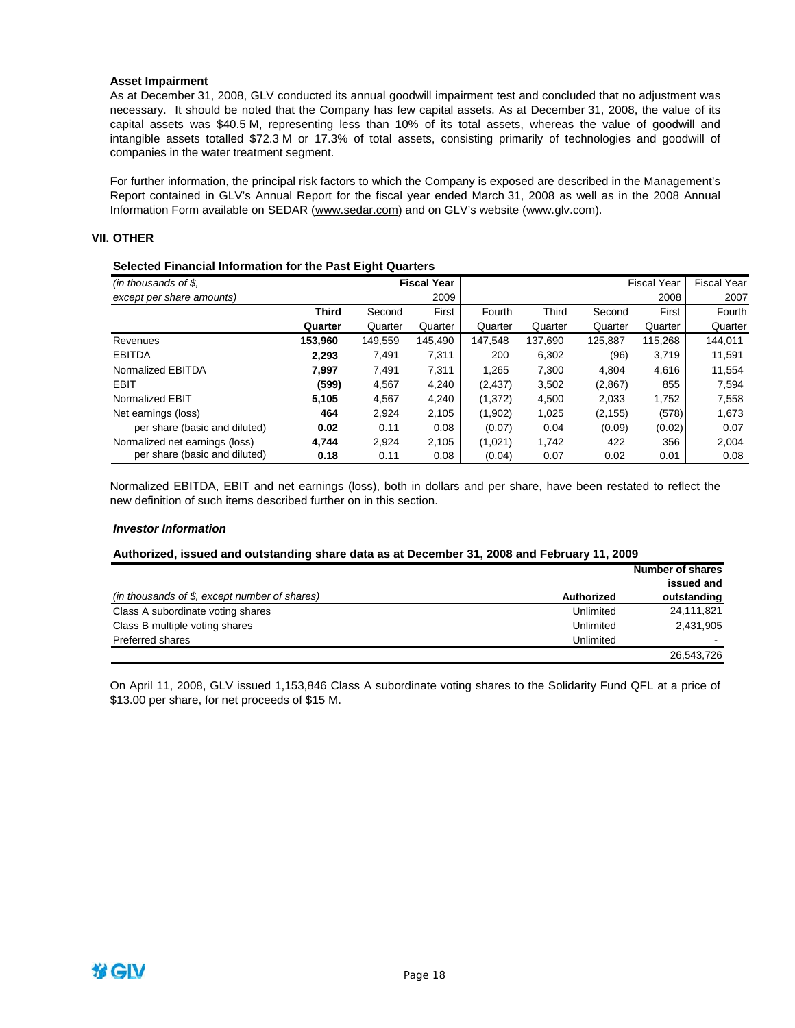**Asset Impairment**

As at December 31, 2008, GLV conducted its annual goodwill impairment test and concluded that no adjustment was necessary. It should be noted that the Company has few capital assets. As at December 31, 2008, the value of its capital assets was \$40.5 M, representing less than 10% of its total assets, whereas the value of goodwill and intangible assets totalled \$72.3 M or 17.3% of total assets, consisting primarily of technologies and goodwill of companies in the water treatment segment.

For further information, the principal risk factors to which the Company is exposed are described in the Management's Report contained in GLV's Annual Report for the fiscal year ended March 31, 2008 as well as in the 2008 Annual Information Form available on SEDAR (www.sedar.com) and on GLV's website (www.glv.com).

## VII. OTHER

**Selected Financial Information for the Past Eight Quarters**

| *(in thousands of \$, except per share amounts)* | | | **Fiscal Year 2009** | | | | Fiscal Year 2008 | Fiscal Year 2007 |
|---|---|---|---|---|---|---|---|---|
| | **Third Quarter** | Second Quarter | First Quarter | Fourth Quarter | Third Quarter | Second Quarter | First Quarter | Fourth Quarter |
| Revenues | **153,960** | 149,559 | 145,490 | 147,548 | 137,690 | 125,887 | 115,268 | 144,011 |
| EBITDA | **2,293** | 7,491 | 7,311 | 200 | 6,302 | (96) | 3,719 | 11,591 |
| Normalized EBITDA | **7,997** | 7,491 | 7,311 | 1,265 | 7,300 | 4,804 | 4,616 | 11,554 |
| EBIT | **(599)** | 4,567 | 4,240 | (2,437) | 3,502 | (2,867) | 855 | 7,594 |
| Normalized EBIT | **5,105** | 4,567 | 4,240 | (1,372) | 4,500 | 2,033 | 1,752 | 7,558 |
| Net earnings (loss) | **464** | 2,924 | 2,105 | (1,902) | 1,025 | (2,155) | (578) | 1,673 |
| per share (basic and diluted) | **0.02** | 0.11 | 0.08 | (0.07) | 0.04 | (0.09) | (0.02) | 0.07 |
| Normalized net earnings (loss) | **4,744** | 2,924 | 2,105 | (1,021) | 1,742 | 422 | 356 | 2,004 |
| per share (basic and diluted) | **0.18** | 0.11 | 0.08 | (0.04) | 0.07 | 0.02 | 0.01 | 0.08 |

Normalized EBITDA, EBIT and net earnings (loss), both in dollars and per share, have been restated to reflect the new definition of such items described further on in this section.

***Investor Information***

**Authorized, issued and outstanding share data as at December 31, 2008 and February 11, 2009**

| *(in thousands of \$, except number of shares)* | **Authorized** | **Number of shares issued and outstanding** |
|---|---|---|
| Class A subordinate voting shares | Unlimited | 24,111,821 |
| Class B multiple voting shares | Unlimited | 2,431,905 |
| Preferred shares | Unlimited | - |
| | | 26,543,726 |

On April 11, 2008, GLV issued 1,153,846 Class A subordinate voting shares to the Solidarity Fund QFL at a price of \$13.00 per share, for net proceeds of \$15 M.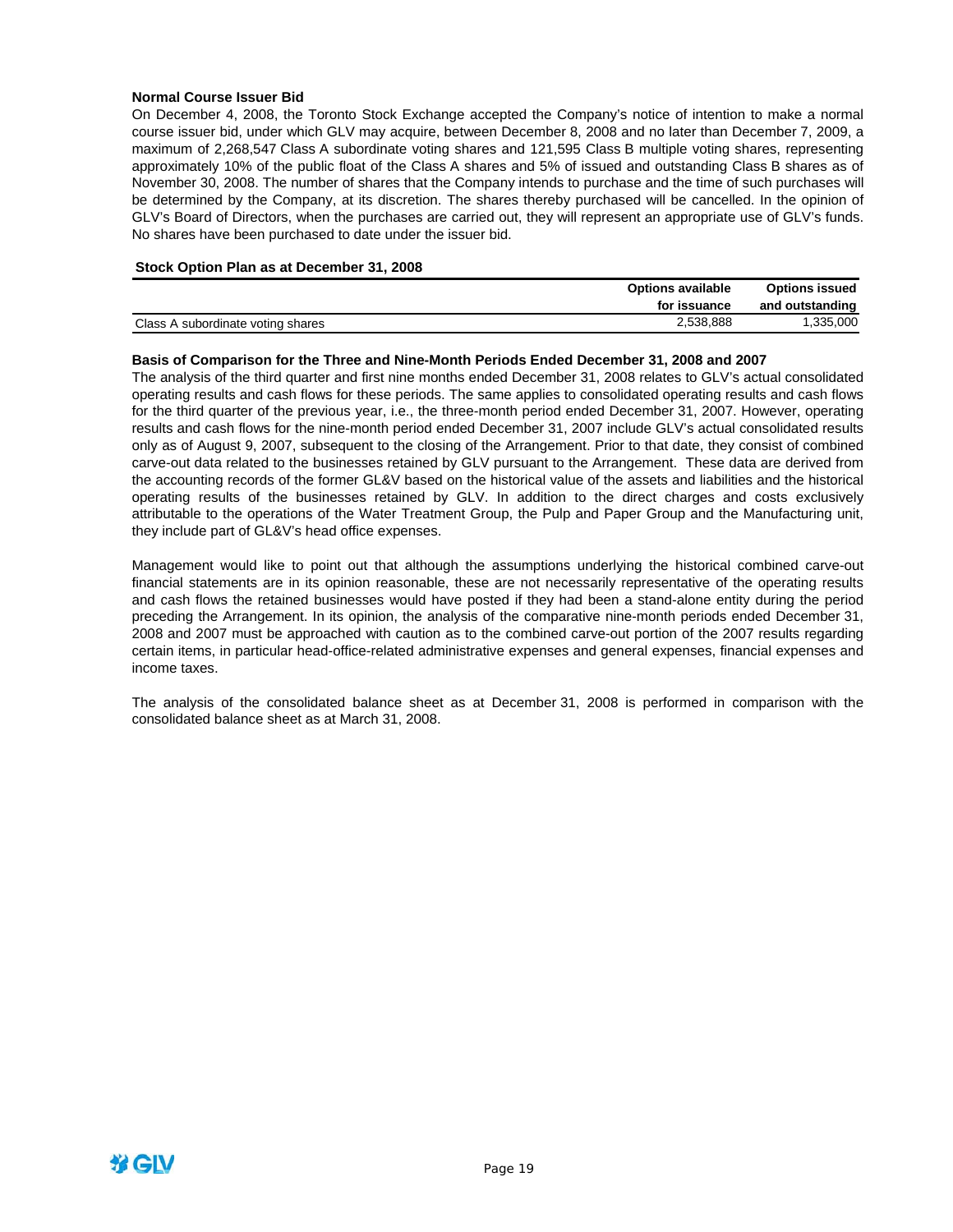### Normal Course Issuer Bid

On December 4, 2008, the Toronto Stock Exchange accepted the Company's notice of intention to make a normal course issuer bid, under which GLV may acquire, between December 8, 2008 and no later than December 7, 2009, a maximum of 2,268,547 Class A subordinate voting shares and 121,595 Class B multiple voting shares, representing approximately 10% of the public float of the Class A shares and 5% of issued and outstanding Class B shares as of November 30, 2008. The number of shares that the Company intends to purchase and the time of such purchases will be determined by the Company, at its discretion. The shares thereby purchased will be cancelled. In the opinion of GLV's Board of Directors, when the purchases are carried out, they will represent an appropriate use of GLV's funds. No shares have been purchased to date under the issuer bid.

### Stock Option Plan as at December 31, 2008

| | Options available for issuance | Options issued and outstanding |
|---|---|---|
| Class A subordinate voting shares | 2,538,888 | 1,335,000 |

### Basis of Comparison for the Three and Nine-Month Periods Ended December 31, 2008 and 2007

The analysis of the third quarter and first nine months ended December 31, 2008 relates to GLV's actual consolidated operating results and cash flows for these periods. The same applies to consolidated operating results and cash flows for the third quarter of the previous year, i.e., the three-month period ended December 31, 2007. However, operating results and cash flows for the nine-month period ended December 31, 2007 include GLV's actual consolidated results only as of August 9, 2007, subsequent to the closing of the Arrangement. Prior to that date, they consist of combined carve-out data related to the businesses retained by GLV pursuant to the Arrangement. These data are derived from the accounting records of the former GL&V based on the historical value of the assets and liabilities and the historical operating results of the businesses retained by GLV. In addition to the direct charges and costs exclusively attributable to the operations of the Water Treatment Group, the Pulp and Paper Group and the Manufacturing unit, they include part of GL&V's head office expenses.

Management would like to point out that although the assumptions underlying the historical combined carve-out financial statements are in its opinion reasonable, these are not necessarily representative of the operating results and cash flows the retained businesses would have posted if they had been a stand-alone entity during the period preceding the Arrangement. In its opinion, the analysis of the comparative nine-month periods ended December 31, 2008 and 2007 must be approached with caution as to the combined carve-out portion of the 2007 results regarding certain items, in particular head-office-related administrative expenses and general expenses, financial expenses and income taxes.

The analysis of the consolidated balance sheet as at December 31, 2008 is performed in comparison with the consolidated balance sheet as at March 31, 2008.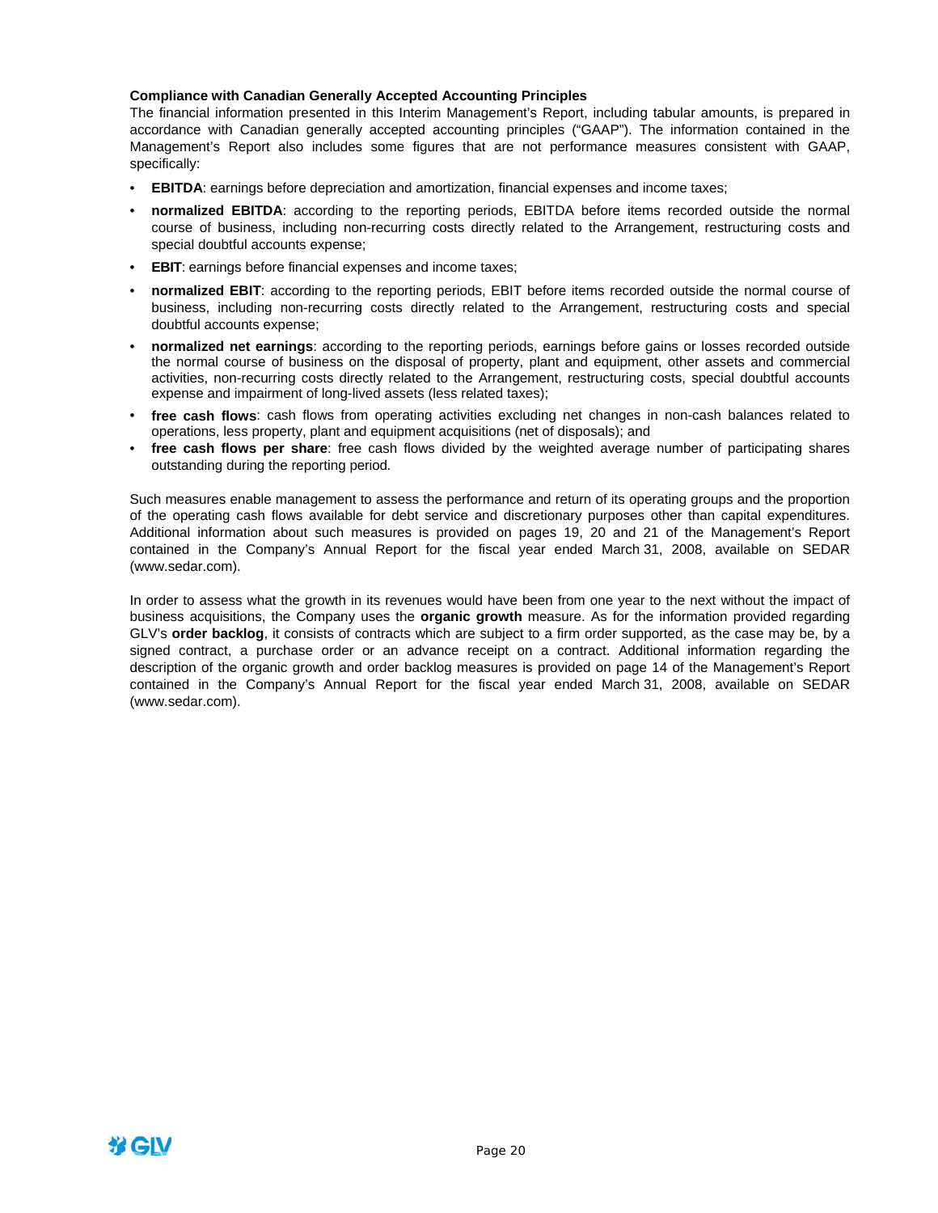**Compliance with Canadian Generally Accepted Accounting Principles**

The financial information presented in this Interim Management's Report, including tabular amounts, is prepared in accordance with Canadian generally accepted accounting principles ("GAAP"). The information contained in the Management's Report also includes some figures that are not performance measures consistent with GAAP, specifically:

- **EBITDA**: earnings before depreciation and amortization, financial expenses and income taxes;
- **normalized EBITDA**: according to the reporting periods, EBITDA before items recorded outside the normal course of business, including non-recurring costs directly related to the Arrangement, restructuring costs and special doubtful accounts expense;
- **EBIT**: earnings before financial expenses and income taxes;
- **normalized EBIT**: according to the reporting periods, EBIT before items recorded outside the normal course of business, including non-recurring costs directly related to the Arrangement, restructuring costs and special doubtful accounts expense;
- **normalized net earnings**: according to the reporting periods, earnings before gains or losses recorded outside the normal course of business on the disposal of property, plant and equipment, other assets and commercial activities, non-recurring costs directly related to the Arrangement, restructuring costs, special doubtful accounts expense and impairment of long-lived assets (less related taxes);
- **free cash flows**: cash flows from operating activities excluding net changes in non-cash balances related to operations, less property, plant and equipment acquisitions (net of disposals); and
- **free cash flows per share**: free cash flows divided by the weighted average number of participating shares outstanding during the reporting period.

Such measures enable management to assess the performance and return of its operating groups and the proportion of the operating cash flows available for debt service and discretionary purposes other than capital expenditures. Additional information about such measures is provided on pages 19, 20 and 21 of the Management's Report contained in the Company's Annual Report for the fiscal year ended March 31, 2008, available on SEDAR (www.sedar.com).

In order to assess what the growth in its revenues would have been from one year to the next without the impact of business acquisitions, the Company uses the **organic growth** measure. As for the information provided regarding GLV's **order backlog**, it consists of contracts which are subject to a firm order supported, as the case may be, by a signed contract, a purchase order or an advance receipt on a contract. Additional information regarding the description of the organic growth and order backlog measures is provided on page 14 of the Management's Report contained in the Company's Annual Report for the fiscal year ended March 31, 2008, available on SEDAR (www.sedar.com).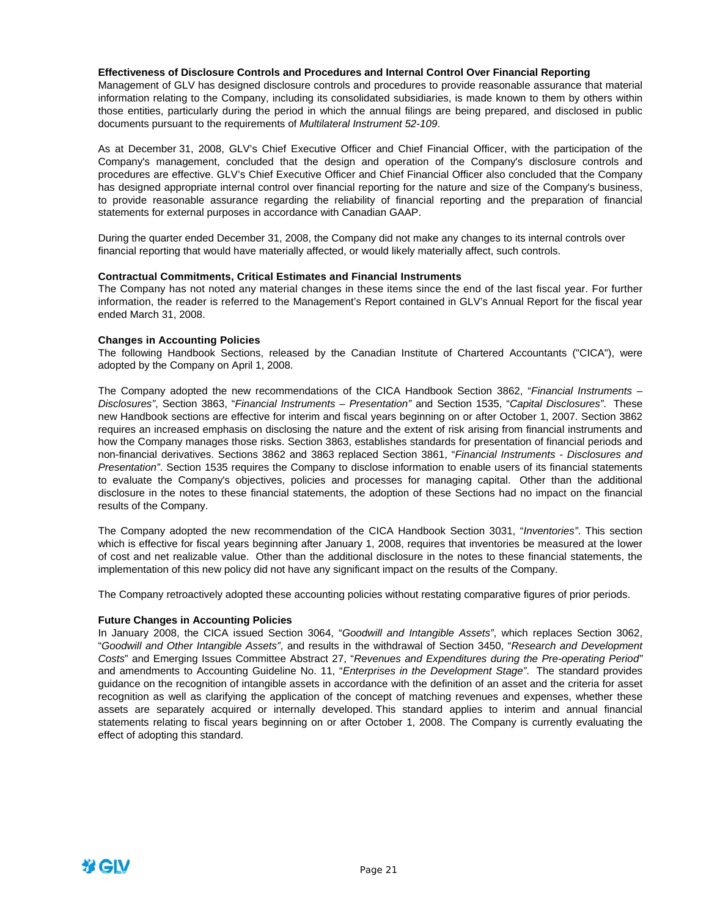**Effectiveness of Disclosure Controls and Procedures and Internal Control Over Financial Reporting**

Management of GLV has designed disclosure controls and procedures to provide reasonable assurance that material information relating to the Company, including its consolidated subsidiaries, is made known to them by others within those entities, particularly during the period in which the annual filings are being prepared, and disclosed in public documents pursuant to the requirements of *Multilateral Instrument 52-109*.

As at December 31, 2008, GLV's Chief Executive Officer and Chief Financial Officer, with the participation of the Company's management, concluded that the design and operation of the Company's disclosure controls and procedures are effective. GLV's Chief Executive Officer and Chief Financial Officer also concluded that the Company has designed appropriate internal control over financial reporting for the nature and size of the Company's business, to provide reasonable assurance regarding the reliability of financial reporting and the preparation of financial statements for external purposes in accordance with Canadian GAAP.

During the quarter ended December 31, 2008, the Company did not make any changes to its internal controls over financial reporting that would have materially affected, or would likely materially affect, such controls.

**Contractual Commitments, Critical Estimates and Financial Instruments**

The Company has not noted any material changes in these items since the end of the last fiscal year. For further information, the reader is referred to the Management's Report contained in GLV's Annual Report for the fiscal year ended March 31, 2008.

**Changes in Accounting Policies**

The following Handbook Sections, released by the Canadian Institute of Chartered Accountants ("CICA"), were adopted by the Company on April 1, 2008.

The Company adopted the new recommendations of the CICA Handbook Section 3862, "*Financial Instruments – Disclosures"*, Section 3863, "*Financial Instruments – Presentation"* and Section 1535, "*Capital Disclosures"*. These new Handbook sections are effective for interim and fiscal years beginning on or after October 1, 2007. Section 3862 requires an increased emphasis on disclosing the nature and the extent of risk arising from financial instruments and how the Company manages those risks. Section 3863, establishes standards for presentation of financial periods and non-financial derivatives. Sections 3862 and 3863 replaced Section 3861, "*Financial Instruments - Disclosures and Presentation"*. Section 1535 requires the Company to disclose information to enable users of its financial statements to evaluate the Company's objectives, policies and processes for managing capital. Other than the additional disclosure in the notes to these financial statements, the adoption of these Sections had no impact on the financial results of the Company.

The Company adopted the new recommendation of the CICA Handbook Section 3031, "*Inventories"*. This section which is effective for fiscal years beginning after January 1, 2008, requires that inventories be measured at the lower of cost and net realizable value. Other than the additional disclosure in the notes to these financial statements, the implementation of this new policy did not have any significant impact on the results of the Company.

The Company retroactively adopted these accounting policies without restating comparative figures of prior periods.

**Future Changes in Accounting Policies**

In January 2008, the CICA issued Section 3064, "*Goodwill and Intangible Assets"*, which replaces Section 3062, "*Goodwill and Other Intangible Assets"*, and results in the withdrawal of Section 3450, "*Research and Development Costs*" and Emerging Issues Committee Abstract 27, "*Revenues and Expenditures during the Pre-operating Period"* and amendments to Accounting Guideline No. 11, "*Enterprises in the Development Stage"*. The standard provides guidance on the recognition of intangible assets in accordance with the definition of an asset and the criteria for asset recognition as well as clarifying the application of the concept of matching revenues and expenses, whether these assets are separately acquired or internally developed. This standard applies to interim and annual financial statements relating to fiscal years beginning on or after October 1, 2008. The Company is currently evaluating the effect of adopting this standard.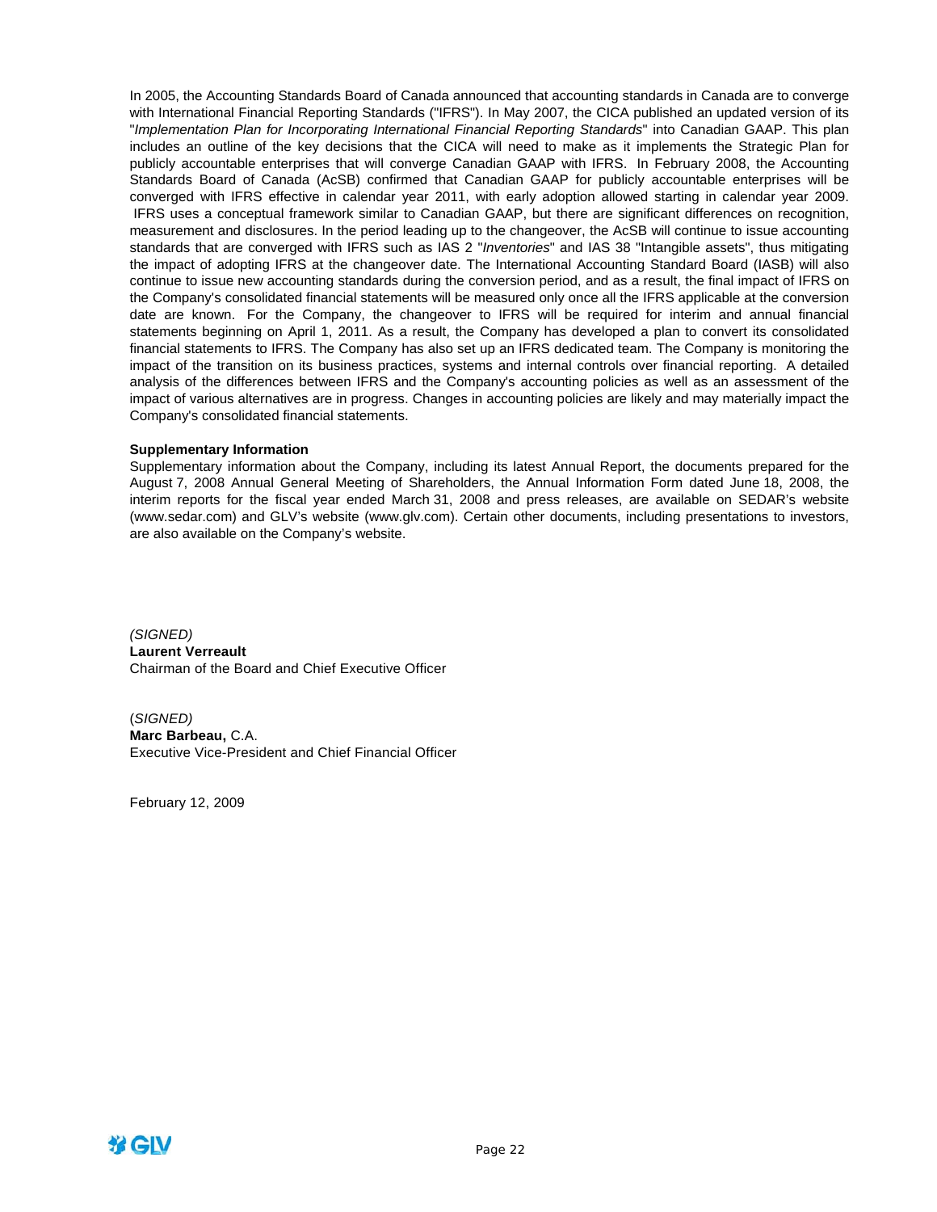In 2005, the Accounting Standards Board of Canada announced that accounting standards in Canada are to converge with International Financial Reporting Standards ("IFRS"). In May 2007, the CICA published an updated version of its "*Implementation Plan for Incorporating International Financial Reporting Standards*" into Canadian GAAP. This plan includes an outline of the key decisions that the CICA will need to make as it implements the Strategic Plan for publicly accountable enterprises that will converge Canadian GAAP with IFRS. In February 2008, the Accounting Standards Board of Canada (AcSB) confirmed that Canadian GAAP for publicly accountable enterprises will be converged with IFRS effective in calendar year 2011, with early adoption allowed starting in calendar year 2009. IFRS uses a conceptual framework similar to Canadian GAAP, but there are significant differences on recognition, measurement and disclosures. In the period leading up to the changeover, the AcSB will continue to issue accounting standards that are converged with IFRS such as IAS 2 "*Inventories*" and IAS 38 "Intangible assets", thus mitigating the impact of adopting IFRS at the changeover date. The International Accounting Standard Board (IASB) will also continue to issue new accounting standards during the conversion period, and as a result, the final impact of IFRS on the Company's consolidated financial statements will be measured only once all the IFRS applicable at the conversion date are known. For the Company, the changeover to IFRS will be required for interim and annual financial statements beginning on April 1, 2011. As a result, the Company has developed a plan to convert its consolidated financial statements to IFRS. The Company has also set up an IFRS dedicated team. The Company is monitoring the impact of the transition on its business practices, systems and internal controls over financial reporting. A detailed analysis of the differences between IFRS and the Company's accounting policies as well as an assessment of the impact of various alternatives are in progress. Changes in accounting policies are likely and may materially impact the Company's consolidated financial statements.

**Supplementary Information**

Supplementary information about the Company, including its latest Annual Report, the documents prepared for the August 7, 2008 Annual General Meeting of Shareholders, the Annual Information Form dated June 18, 2008, the interim reports for the fiscal year ended March 31, 2008 and press releases, are available on SEDAR's website (www.sedar.com) and GLV's website (www.glv.com). Certain other documents, including presentations to investors, are also available on the Company's website.

*(SIGNED)*
**Laurent Verreault**
Chairman of the Board and Chief Executive Officer

(*SIGNED)*
**Marc Barbeau,** C.A.
Executive Vice-President and Chief Financial Officer

February 12, 2009